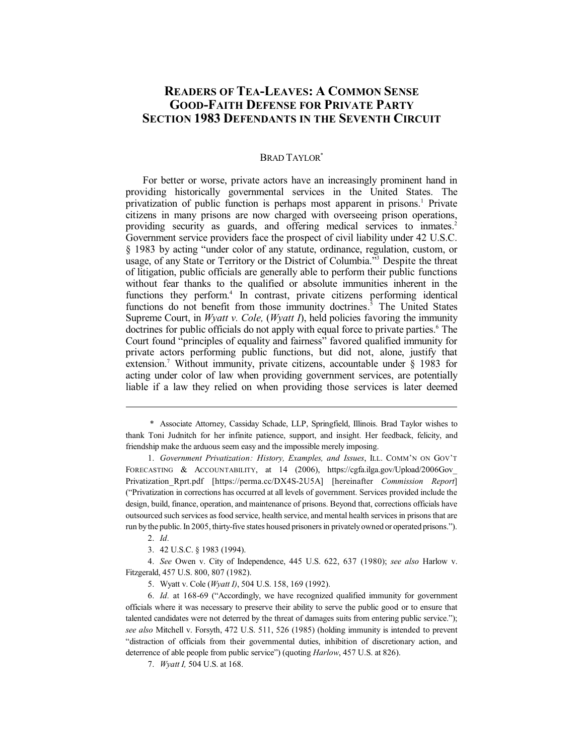# READERS OF TEA-LEAVES: A COMMON SENSE GOOD-FAITH DEFENSE FOR PRIVATE PARTY SECTION 1983 DEFENDANTS IN THE SEVENTH CIRCUIT

BRAD TAYLOR[*]

For better or worse, private actors have an increasingly prominent hand in providing historically governmental services in the United States. The privatization of public function is perhaps most apparent in prisons.[1] Private citizens in many prisons are now charged with overseeing prison operations, providing security as guards, and offering medical services to inmates.[2] Government service providers face the prospect of civil liability under 42 U.S.C. § 1983 by acting "under color of any statute, ordinance, regulation, custom, or usage, of any State or Territory or the District of Columbia."[3] Despite the threat of litigation, public officials are generally able to perform their public functions without fear thanks to the qualified or absolute immunities inherent in the functions they perform.[4] In contrast, private citizens performing identical functions do not benefit from those immunity doctrines.[5] The United States Supreme Court, in *Wyatt v. Cole,* (*Wyatt I*), held policies favoring the immunity doctrines for public officials do not apply with equal force to private parties.[6] The Court found "principles of equality and fairness" favored qualified immunity for private actors performing public functions, but did not, alone, justify that extension.[7] Without immunity, private citizens, accountable under § 1983 for acting under color of law when providing government services, are potentially liable if a law they relied on when providing those services is later deemed

---

\* Associate Attorney, Cassiday Schade, LLP, Springfield, Illinois. Brad Taylor wishes to thank Toni Judnitch for her infinite patience, support, and insight. Her feedback, felicity, and friendship make the arduous seem easy and the impossible merely imposing.

1. *Government Privatization: History, Examples, and Issues*, ILL. COMM'N ON GOV'T FORECASTING & ACCOUNTABILITY, at 14 (2006), https://cgfa.ilga.gov/Upload/2006Gov_Privatization_Rprt.pdf [https://perma.cc/DX4S-2U5A] [hereinafter *Commission Report*] ("Privatization in corrections has occurred at all levels of government. Services provided include the design, build, finance, operation, and maintenance of prisons. Beyond that, corrections officials have outsourced such services as food service, health service, and mental health services in prisons that are run by the public. In 2005, thirty-five states housed prisoners in privately owned or operated prisons.").

2. *Id.*

3. 42 U.S.C. § 1983 (1994).

4. *See* Owen v. City of Independence, 445 U.S. 622, 637 (1980); *see also* Harlow v. Fitzgerald, 457 U.S. 800, 807 (1982).

5. Wyatt v. Cole (*Wyatt I*), 504 U.S. 158, 169 (1992).

6. *Id.* at 168-69 ("Accordingly, we have recognized qualified immunity for government officials where it was necessary to preserve their ability to serve the public good or to ensure that talented candidates were not deterred by the threat of damages suits from entering public service."); *see also* Mitchell v. Forsyth, 472 U.S. 511, 526 (1985) (holding immunity is intended to prevent "distraction of officials from their governmental duties, inhibition of discretionary action, and deterrence of able people from public service") (quoting *Harlow*, 457 U.S. at 826).

7. *Wyatt I,* 504 U.S. at 168.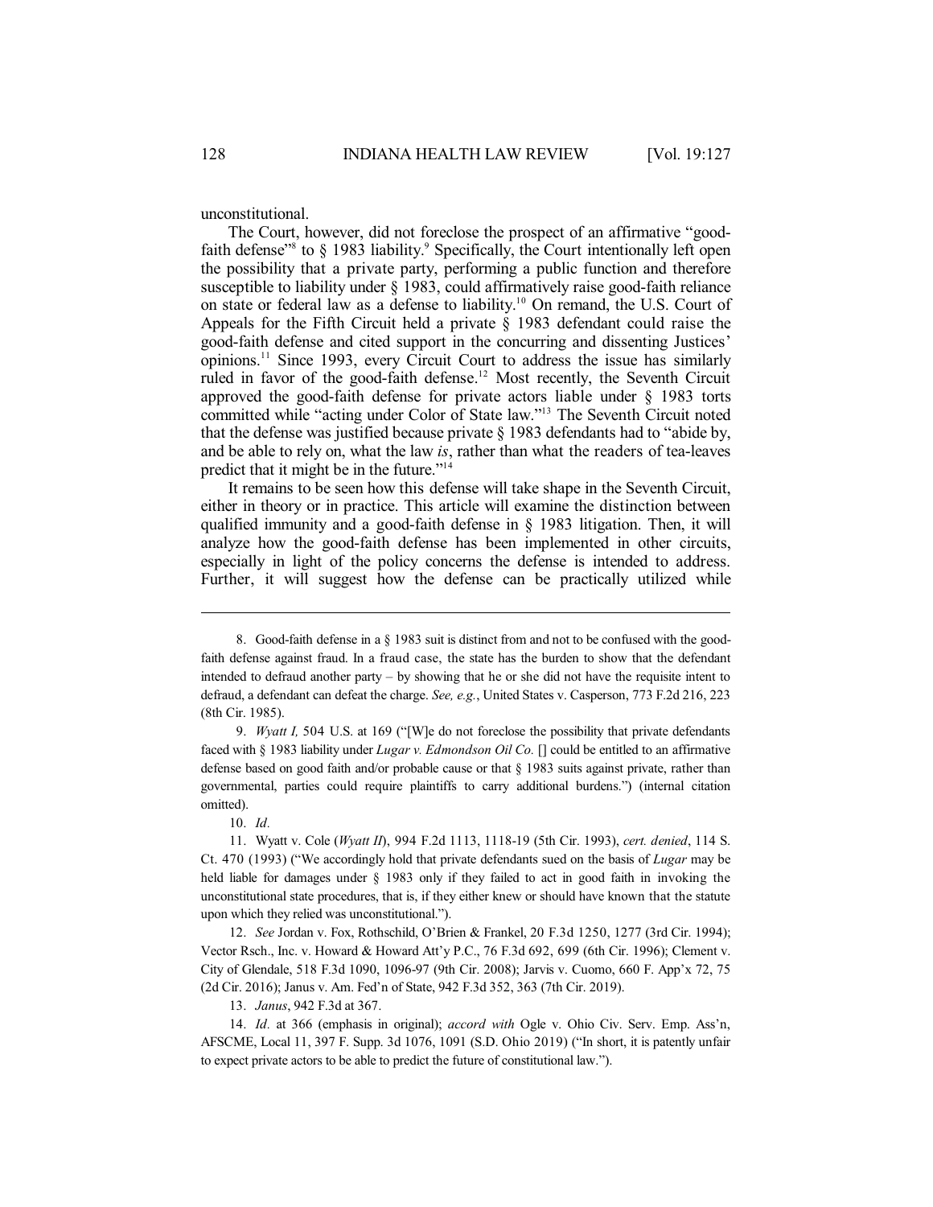unconstitutional.

The Court, however, did not foreclose the prospect of an affirmative "good-faith defense"[8] to § 1983 liability.[9] Specifically, the Court intentionally left open the possibility that a private party, performing a public function and therefore susceptible to liability under § 1983, could affirmatively raise good-faith reliance on state or federal law as a defense to liability.[10] On remand, the U.S. Court of Appeals for the Fifth Circuit held a private § 1983 defendant could raise the good-faith defense and cited support in the concurring and dissenting Justices' opinions.[11] Since 1993, every Circuit Court to address the issue has similarly ruled in favor of the good-faith defense.[12] Most recently, the Seventh Circuit approved the good-faith defense for private actors liable under § 1983 torts committed while "acting under Color of State law."[13] The Seventh Circuit noted that the defense was justified because private § 1983 defendants had to "abide by, and be able to rely on, what the law *is*, rather than what the readers of tea-leaves predict that it might be in the future."[14]

It remains to be seen how this defense will take shape in the Seventh Circuit, either in theory or in practice. This article will examine the distinction between qualified immunity and a good-faith defense in § 1983 litigation. Then, it will analyze how the good-faith defense has been implemented in other circuits, especially in light of the policy concerns the defense is intended to address. Further, it will suggest how the defense can be practically utilized while

---

8. Good-faith defense in a § 1983 suit is distinct from and not to be confused with the good-faith defense against fraud. In a fraud case, the state has the burden to show that the defendant intended to defraud another party – by showing that he or she did not have the requisite intent to defraud, a defendant can defeat the charge. *See, e.g.*, United States v. Casperson, 773 F.2d 216, 223 (8th Cir. 1985).

9. *Wyatt I,* 504 U.S. at 169 ("[W]e do not foreclose the possibility that private defendants faced with § 1983 liability under *Lugar v. Edmondson Oil Co.* [] could be entitled to an affirmative defense based on good faith and/or probable cause or that § 1983 suits against private, rather than governmental, parties could require plaintiffs to carry additional burdens.") (internal citation omitted).

10. *Id.*

11. Wyatt v. Cole (*Wyatt II*), 994 F.2d 1113, 1118-19 (5th Cir. 1993), *cert. denied*, 114 S. Ct. 470 (1993) ("We accordingly hold that private defendants sued on the basis of *Lugar* may be held liable for damages under § 1983 only if they failed to act in good faith in invoking the unconstitutional state procedures, that is, if they either knew or should have known that the statute upon which they relied was unconstitutional.").

12. *See* Jordan v. Fox, Rothschild, O'Brien & Frankel, 20 F.3d 1250, 1277 (3rd Cir. 1994); Vector Rsch., Inc. v. Howard & Howard Att'y P.C., 76 F.3d 692, 699 (6th Cir. 1996); Clement v. City of Glendale, 518 F.3d 1090, 1096-97 (9th Cir. 2008); Jarvis v. Cuomo, 660 F. App'x 72, 75 (2d Cir. 2016); Janus v. Am. Fed'n of State, 942 F.3d 352, 363 (7th Cir. 2019).

13. *Janus*, 942 F.3d at 367.

14. *Id.* at 366 (emphasis in original); *accord with* Ogle v. Ohio Civ. Serv. Emp. Ass'n, AFSCME, Local 11, 397 F. Supp. 3d 1076, 1091 (S.D. Ohio 2019) ("In short, it is patently unfair to expect private actors to be able to predict the future of constitutional law.").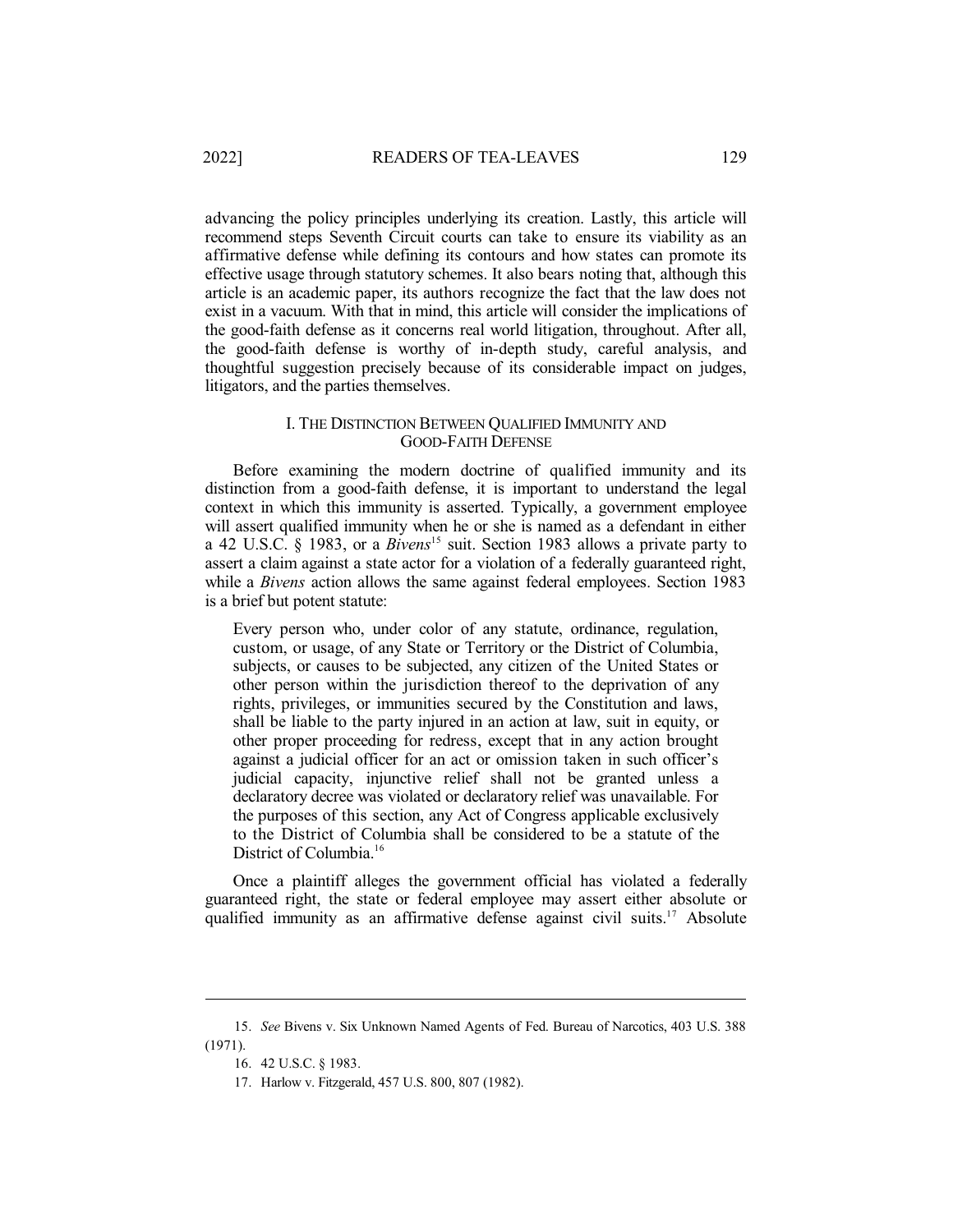advancing the policy principles underlying its creation. Lastly, this article will recommend steps Seventh Circuit courts can take to ensure its viability as an affirmative defense while defining its contours and how states can promote its effective usage through statutory schemes. It also bears noting that, although this article is an academic paper, its authors recognize the fact that the law does not exist in a vacuum. With that in mind, this article will consider the implications of the good-faith defense as it concerns real world litigation, throughout. After all, the good-faith defense is worthy of in-depth study, careful analysis, and thoughtful suggestion precisely because of its considerable impact on judges, litigators, and the parties themselves.

## I. THE DISTINCTION BETWEEN QUALIFIED IMMUNITY AND GOOD-FAITH DEFENSE

Before examining the modern doctrine of qualified immunity and its distinction from a good-faith defense, it is important to understand the legal context in which this immunity is asserted. Typically, a government employee will assert qualified immunity when he or she is named as a defendant in either a 42 U.S.C. § 1983, or a *Bivens*[15] suit. Section 1983 allows a private party to assert a claim against a state actor for a violation of a federally guaranteed right, while a *Bivens* action allows the same against federal employees. Section 1983 is a brief but potent statute:

> Every person who, under color of any statute, ordinance, regulation, custom, or usage, of any State or Territory or the District of Columbia, subjects, or causes to be subjected, any citizen of the United States or other person within the jurisdiction thereof to the deprivation of any rights, privileges, or immunities secured by the Constitution and laws, shall be liable to the party injured in an action at law, suit in equity, or other proper proceeding for redress, except that in any action brought against a judicial officer for an act or omission taken in such officer's judicial capacity, injunctive relief shall not be granted unless a declaratory decree was violated or declaratory relief was unavailable. For the purposes of this section, any Act of Congress applicable exclusively to the District of Columbia shall be considered to be a statute of the District of Columbia.[16]

Once a plaintiff alleges the government official has violated a federally guaranteed right, the state or federal employee may assert either absolute or qualified immunity as an affirmative defense against civil suits.[17] Absolute

---

15. *See* Bivens v. Six Unknown Named Agents of Fed. Bureau of Narcotics, 403 U.S. 388 (1971).

16. 42 U.S.C. § 1983.

17. Harlow v. Fitzgerald, 457 U.S. 800, 807 (1982).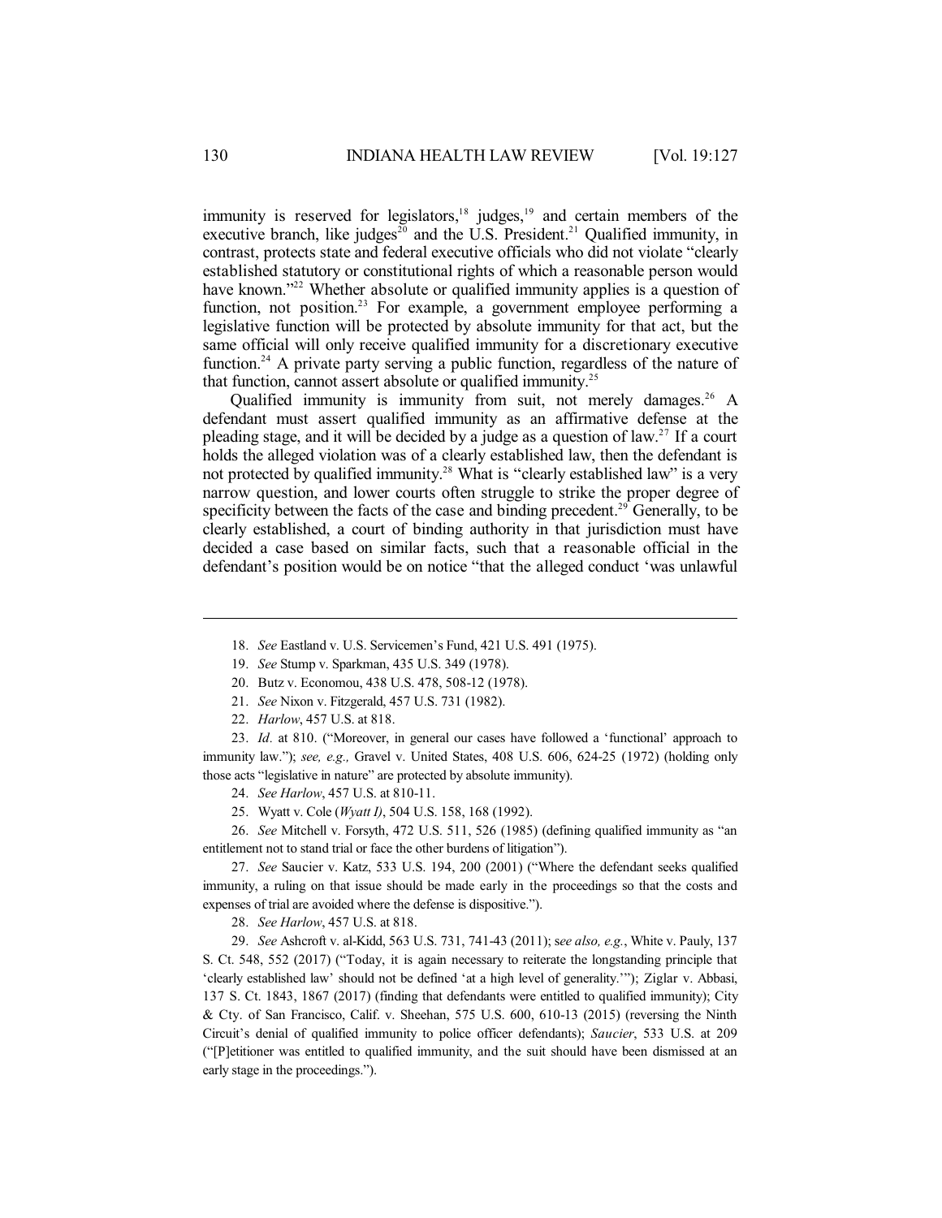immunity is reserved for legislators,[18] judges,[19] and certain members of the executive branch, like judges[20] and the U.S. President.[21] Qualified immunity, in contrast, protects state and federal executive officials who did not violate "clearly established statutory or constitutional rights of which a reasonable person would have known."[22] Whether absolute or qualified immunity applies is a question of function, not position.[23] For example, a government employee performing a legislative function will be protected by absolute immunity for that act, but the same official will only receive qualified immunity for a discretionary executive function.[24] A private party serving a public function, regardless of the nature of that function, cannot assert absolute or qualified immunity.[25]

Qualified immunity is immunity from suit, not merely damages.[26] A defendant must assert qualified immunity as an affirmative defense at the pleading stage, and it will be decided by a judge as a question of law.[27] If a court holds the alleged violation was of a clearly established law, then the defendant is not protected by qualified immunity.[28] What is "clearly established law" is a very narrow question, and lower courts often struggle to strike the proper degree of specificity between the facts of the case and binding precedent.[29] Generally, to be clearly established, a court of binding authority in that jurisdiction must have decided a case based on similar facts, such that a reasonable official in the defendant's position would be on notice "that the alleged conduct 'was unlawful

---

18. *See* Eastland v. U.S. Servicemen's Fund, 421 U.S. 491 (1975).

19. *See* Stump v. Sparkman, 435 U.S. 349 (1978).

20. Butz v. Economou, 438 U.S. 478, 508-12 (1978).

21. *See* Nixon v. Fitzgerald, 457 U.S. 731 (1982).

22. *Harlow*, 457 U.S. at 818.

23. *Id*. at 810. ("Moreover, in general our cases have followed a 'functional' approach to immunity law."); *see, e.g.,* Gravel v. United States, 408 U.S. 606, 624-25 (1972) (holding only those acts "legislative in nature" are protected by absolute immunity).

24. *See Harlow*, 457 U.S. at 810-11.

25. Wyatt v. Cole (*Wyatt I)*, 504 U.S. 158, 168 (1992).

26. *See* Mitchell v. Forsyth, 472 U.S. 511, 526 (1985) (defining qualified immunity as "an entitlement not to stand trial or face the other burdens of litigation").

27. *See* Saucier v. Katz, 533 U.S. 194, 200 (2001) ("Where the defendant seeks qualified immunity, a ruling on that issue should be made early in the proceedings so that the costs and expenses of trial are avoided where the defense is dispositive.").

28. *See Harlow*, 457 U.S. at 818.

29. *See* Ashcroft v. al-Kidd, 563 U.S. 731, 741-43 (2011); s*ee also, e.g.*, White v. Pauly, 137 S. Ct. 548, 552 (2017) ("Today, it is again necessary to reiterate the longstanding principle that 'clearly established law' should not be defined 'at a high level of generality.'"); Ziglar v. Abbasi, 137 S. Ct. 1843, 1867 (2017) (finding that defendants were entitled to qualified immunity); City & Cty. of San Francisco, Calif. v. Sheehan, 575 U.S. 600, 610-13 (2015) (reversing the Ninth Circuit's denial of qualified immunity to police officer defendants); *Saucier*, 533 U.S. at 209 ("[P]etitioner was entitled to qualified immunity, and the suit should have been dismissed at an early stage in the proceedings.").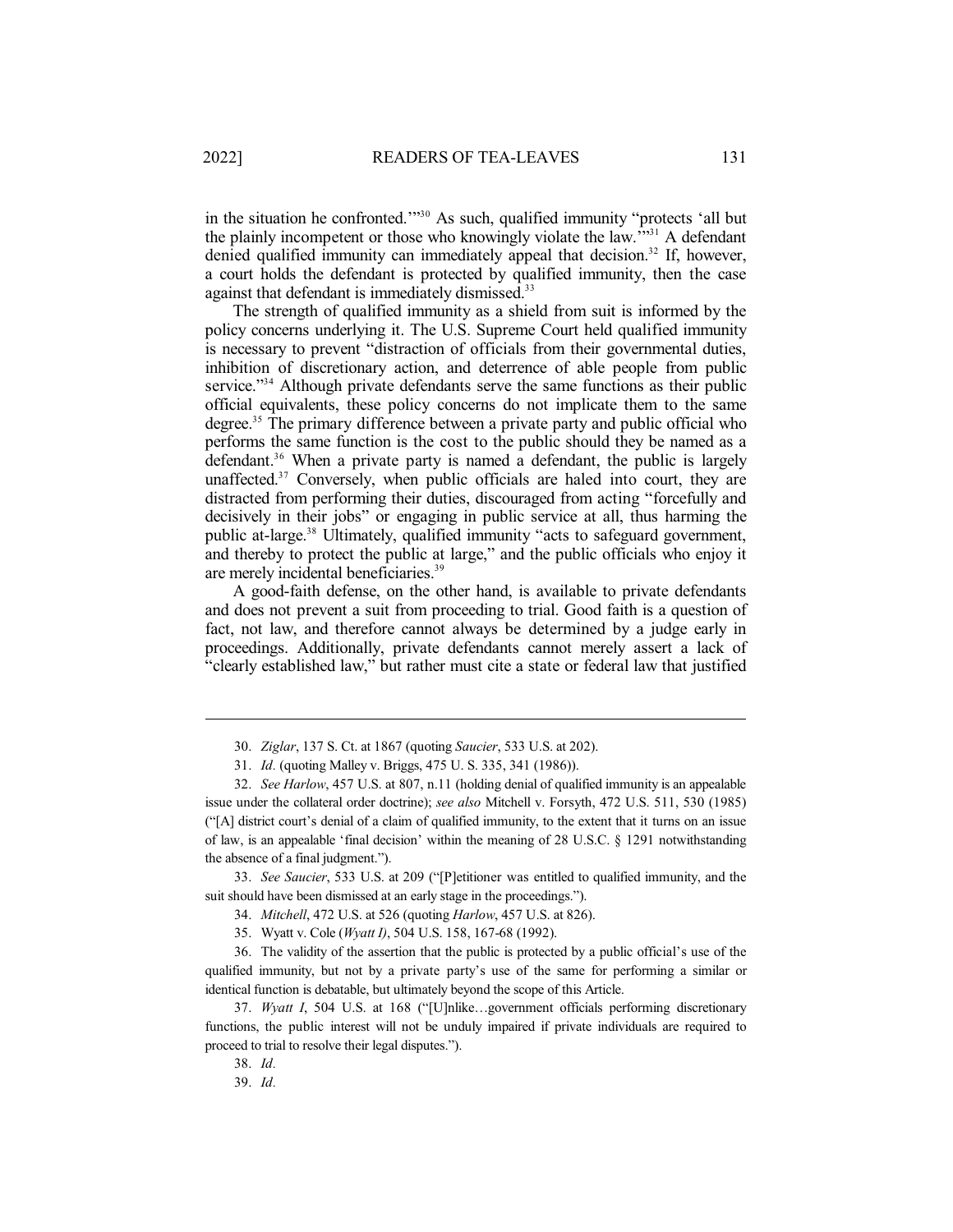in the situation he confronted.'"[30] As such, qualified immunity "protects 'all but the plainly incompetent or those who knowingly violate the law.'"[31] A defendant denied qualified immunity can immediately appeal that decision.[32] If, however, a court holds the defendant is protected by qualified immunity, then the case against that defendant is immediately dismissed.[33]

The strength of qualified immunity as a shield from suit is informed by the policy concerns underlying it. The U.S. Supreme Court held qualified immunity is necessary to prevent "distraction of officials from their governmental duties, inhibition of discretionary action, and deterrence of able people from public service."[34] Although private defendants serve the same functions as their public official equivalents, these policy concerns do not implicate them to the same degree.[35] The primary difference between a private party and public official who performs the same function is the cost to the public should they be named as a defendant.[36] When a private party is named a defendant, the public is largely unaffected.[37] Conversely, when public officials are haled into court, they are distracted from performing their duties, discouraged from acting "forcefully and decisively in their jobs" or engaging in public service at all, thus harming the public at-large.[38] Ultimately, qualified immunity "acts to safeguard government, and thereby to protect the public at large," and the public officials who enjoy it are merely incidental beneficiaries.[39]

A good-faith defense, on the other hand, is available to private defendants and does not prevent a suit from proceeding to trial. Good faith is a question of fact, not law, and therefore cannot always be determined by a judge early in proceedings. Additionally, private defendants cannot merely assert a lack of "clearly established law," but rather must cite a state or federal law that justified

---

30. *Ziglar*, 137 S. Ct. at 1867 (quoting *Saucier*, 533 U.S. at 202).

31. *Id.* (quoting Malley v. Briggs, 475 U. S. 335, 341 (1986)).

32. *See Harlow*, 457 U.S. at 807, n.11 (holding denial of qualified immunity is an appealable issue under the collateral order doctrine); *see also* Mitchell v. Forsyth, 472 U.S. 511, 530 (1985) ("[A] district court's denial of a claim of qualified immunity, to the extent that it turns on an issue of law, is an appealable 'final decision' within the meaning of 28 U.S.C. § 1291 notwithstanding the absence of a final judgment.").

33. *See Saucier*, 533 U.S. at 209 ("[P]etitioner was entitled to qualified immunity, and the suit should have been dismissed at an early stage in the proceedings.").

34. *Mitchell*, 472 U.S. at 526 (quoting *Harlow*, 457 U.S. at 826).

35. Wyatt v. Cole (*Wyatt I)*, 504 U.S. 158, 167-68 (1992).

36. The validity of the assertion that the public is protected by a public official's use of the qualified immunity, but not by a private party's use of the same for performing a similar or identical function is debatable, but ultimately beyond the scope of this Article.

37. *Wyatt I*, 504 U.S. at 168 ("[U]nlike…government officials performing discretionary functions, the public interest will not be unduly impaired if private individuals are required to proceed to trial to resolve their legal disputes.").

38. *Id.*

39. *Id.*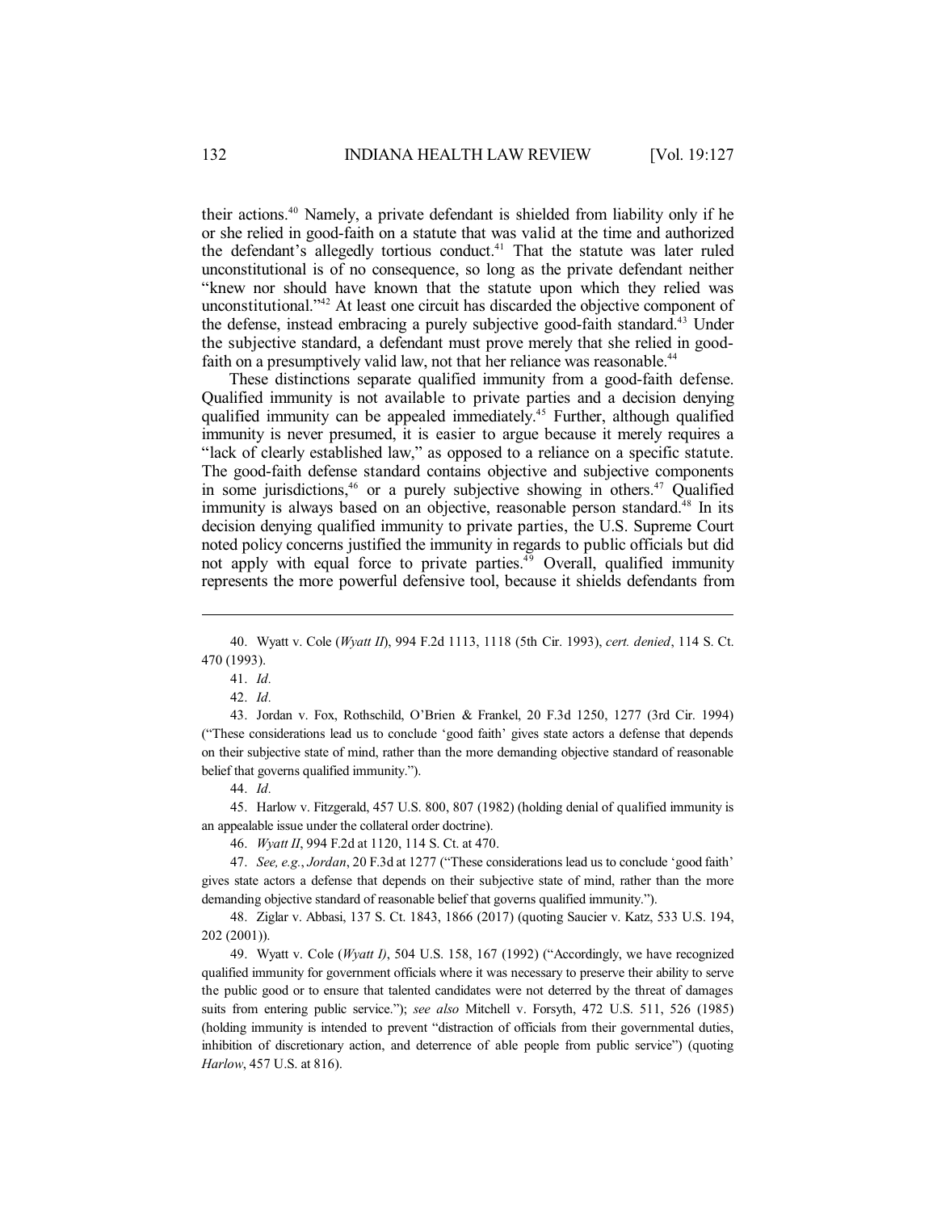their actions.[40] Namely, a private defendant is shielded from liability only if he or she relied in good-faith on a statute that was valid at the time and authorized the defendant's allegedly tortious conduct.[41] That the statute was later ruled unconstitutional is of no consequence, so long as the private defendant neither "knew nor should have known that the statute upon which they relied was unconstitutional."[42] At least one circuit has discarded the objective component of the defense, instead embracing a purely subjective good-faith standard.[43] Under the subjective standard, a defendant must prove merely that she relied in good-faith on a presumptively valid law, not that her reliance was reasonable.[44]

These distinctions separate qualified immunity from a good-faith defense. Qualified immunity is not available to private parties and a decision denying qualified immunity can be appealed immediately.[45] Further, although qualified immunity is never presumed, it is easier to argue because it merely requires a "lack of clearly established law," as opposed to a reliance on a specific statute. The good-faith defense standard contains objective and subjective components in some jurisdictions,[46] or a purely subjective showing in others.[47] Qualified immunity is always based on an objective, reasonable person standard.[48] In its decision denying qualified immunity to private parties, the U.S. Supreme Court noted policy concerns justified the immunity in regards to public officials but did not apply with equal force to private parties.[49] Overall, qualified immunity represents the more powerful defensive tool, because it shields defendants from

---

40. Wyatt v. Cole (*Wyatt II*), 994 F.2d 1113, 1118 (5th Cir. 1993), *cert. denied*, 114 S. Ct. 470 (1993).

41. *Id.*

42. *Id.*

43. Jordan v. Fox, Rothschild, O'Brien & Frankel, 20 F.3d 1250, 1277 (3rd Cir. 1994) ("These considerations lead us to conclude 'good faith' gives state actors a defense that depends on their subjective state of mind, rather than the more demanding objective standard of reasonable belief that governs qualified immunity.").

44. *Id.*

45. Harlow v. Fitzgerald, 457 U.S. 800, 807 (1982) (holding denial of qualified immunity is an appealable issue under the collateral order doctrine).

46. *Wyatt II*, 994 F.2d at 1120, 114 S. Ct. at 470.

47. *See, e.g.*, *Jordan*, 20 F.3d at 1277 ("These considerations lead us to conclude 'good faith' gives state actors a defense that depends on their subjective state of mind, rather than the more demanding objective standard of reasonable belief that governs qualified immunity.").

48. Ziglar v. Abbasi, 137 S. Ct. 1843, 1866 (2017) (quoting Saucier v. Katz, 533 U.S. 194, 202 (2001)).

49. Wyatt v. Cole (*Wyatt I*), 504 U.S. 158, 167 (1992) ("Accordingly, we have recognized qualified immunity for government officials where it was necessary to preserve their ability to serve the public good or to ensure that talented candidates were not deterred by the threat of damages suits from entering public service."); *see also* Mitchell v. Forsyth, 472 U.S. 511, 526 (1985) (holding immunity is intended to prevent "distraction of officials from their governmental duties, inhibition of discretionary action, and deterrence of able people from public service") (quoting *Harlow*, 457 U.S. at 816).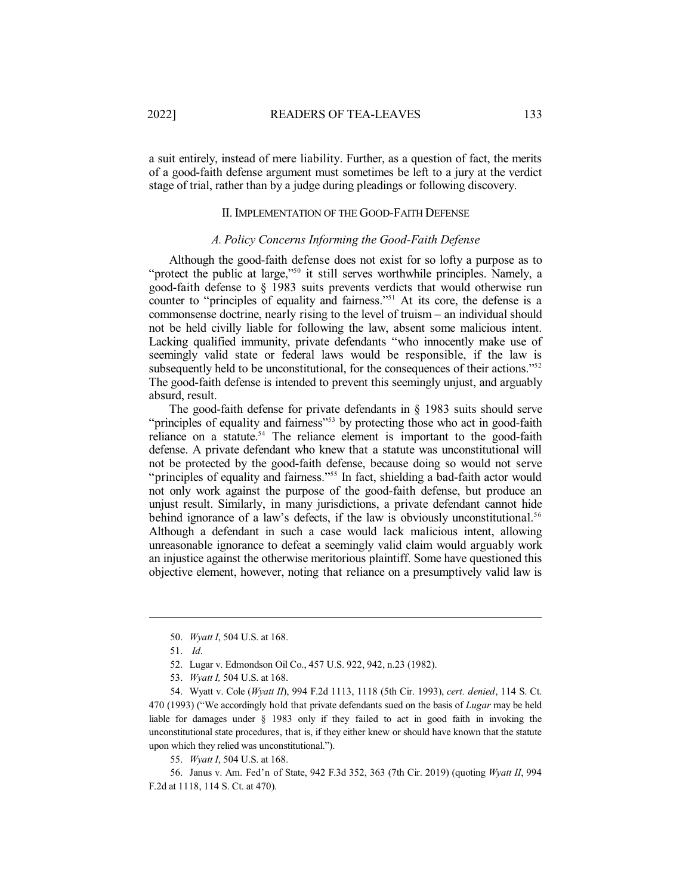a suit entirely, instead of mere liability. Further, as a question of fact, the merits of a good-faith defense argument must sometimes be left to a jury at the verdict stage of trial, rather than by a judge during pleadings or following discovery.

## II. Implementation of the Good-Faith Defense

### *A. Policy Concerns Informing the Good-Faith Defense*

Although the good-faith defense does not exist for so lofty a purpose as to "protect the public at large,"[50] it still serves worthwhile principles. Namely, a good-faith defense to § 1983 suits prevents verdicts that would otherwise run counter to "principles of equality and fairness."[51] At its core, the defense is a commonsense doctrine, nearly rising to the level of truism – an individual should not be held civilly liable for following the law, absent some malicious intent. Lacking qualified immunity, private defendants "who innocently make use of seemingly valid state or federal laws would be responsible, if the law is subsequently held to be unconstitutional, for the consequences of their actions."[52] The good-faith defense is intended to prevent this seemingly unjust, and arguably absurd, result.

The good-faith defense for private defendants in § 1983 suits should serve "principles of equality and fairness"[53] by protecting those who act in good-faith reliance on a statute.[54] The reliance element is important to the good-faith defense. A private defendant who knew that a statute was unconstitutional will not be protected by the good-faith defense, because doing so would not serve "principles of equality and fairness."[55] In fact, shielding a bad-faith actor would not only work against the purpose of the good-faith defense, but produce an unjust result. Similarly, in many jurisdictions, a private defendant cannot hide behind ignorance of a law's defects, if the law is obviously unconstitutional.[56] Although a defendant in such a case would lack malicious intent, allowing unreasonable ignorance to defeat a seemingly valid claim would arguably work an injustice against the otherwise meritorious plaintiff. Some have questioned this objective element, however, noting that reliance on a presumptively valid law is

---

50. *Wyatt I*, 504 U.S. at 168.

51. *Id.*

52. Lugar v. Edmondson Oil Co., 457 U.S. 922, 942, n.23 (1982).

53. *Wyatt I,* 504 U.S. at 168.

54. Wyatt v. Cole (*Wyatt II*), 994 F.2d 1113, 1118 (5th Cir. 1993), *cert. denied*, 114 S. Ct. 470 (1993) ("We accordingly hold that private defendants sued on the basis of *Lugar* may be held liable for damages under § 1983 only if they failed to act in good faith in invoking the unconstitutional state procedures, that is, if they either knew or should have known that the statute upon which they relied was unconstitutional.").

55. *Wyatt I*, 504 U.S. at 168.

56. Janus v. Am. Fed'n of State, 942 F.3d 352, 363 (7th Cir. 2019) (quoting *Wyatt II*, 994 F.2d at 1118, 114 S. Ct. at 470).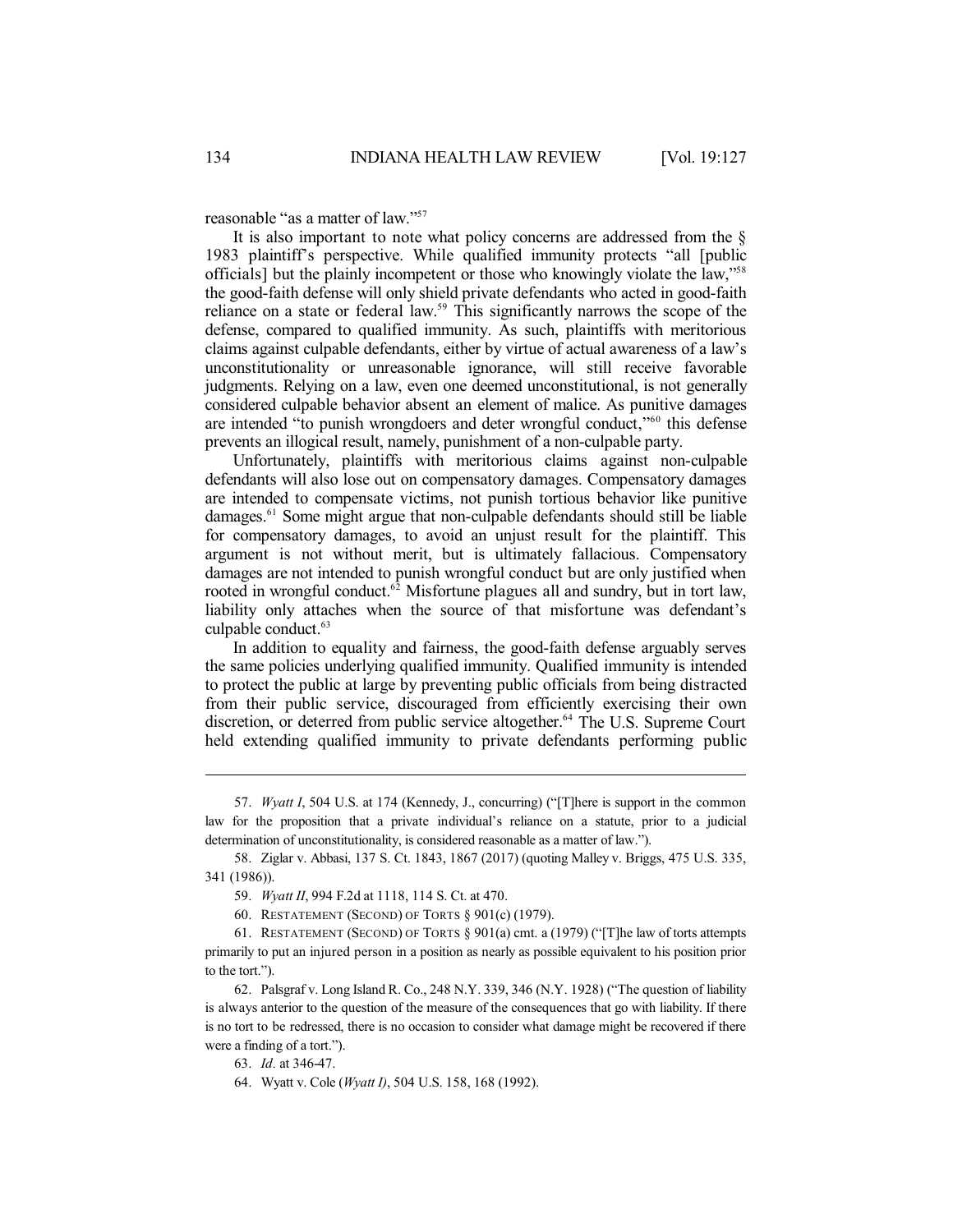reasonable "as a matter of law."[57]

It is also important to note what policy concerns are addressed from the § 1983 plaintiff's perspective. While qualified immunity protects "all [public officials] but the plainly incompetent or those who knowingly violate the law,"[58] the good-faith defense will only shield private defendants who acted in good-faith reliance on a state or federal law.[59] This significantly narrows the scope of the defense, compared to qualified immunity. As such, plaintiffs with meritorious claims against culpable defendants, either by virtue of actual awareness of a law's unconstitutionality or unreasonable ignorance, will still receive favorable judgments. Relying on a law, even one deemed unconstitutional, is not generally considered culpable behavior absent an element of malice. As punitive damages are intended "to punish wrongdoers and deter wrongful conduct,"[60] this defense prevents an illogical result, namely, punishment of a non-culpable party.

Unfortunately, plaintiffs with meritorious claims against non-culpable defendants will also lose out on compensatory damages. Compensatory damages are intended to compensate victims, not punish tortious behavior like punitive damages.[61] Some might argue that non-culpable defendants should still be liable for compensatory damages, to avoid an unjust result for the plaintiff. This argument is not without merit, but is ultimately fallacious. Compensatory damages are not intended to punish wrongful conduct but are only justified when rooted in wrongful conduct.[62] Misfortune plagues all and sundry, but in tort law, liability only attaches when the source of that misfortune was defendant's culpable conduct.[63]

In addition to equality and fairness, the good-faith defense arguably serves the same policies underlying qualified immunity. Qualified immunity is intended to protect the public at large by preventing public officials from being distracted from their public service, discouraged from efficiently exercising their own discretion, or deterred from public service altogether.[64] The U.S. Supreme Court held extending qualified immunity to private defendants performing public

---

57. *Wyatt I*, 504 U.S. at 174 (Kennedy, J., concurring) ("[T]here is support in the common law for the proposition that a private individual's reliance on a statute, prior to a judicial determination of unconstitutionality, is considered reasonable as a matter of law.").

58. Ziglar v. Abbasi, 137 S. Ct. 1843, 1867 (2017) (quoting Malley v. Briggs, 475 U.S. 335, 341 (1986)).

59. *Wyatt II*, 994 F.2d at 1118, 114 S. Ct. at 470.

60. RESTATEMENT (SECOND) OF TORTS § 901(c) (1979).

61. RESTATEMENT (SECOND) OF TORTS § 901(a) cmt. a (1979) ("[T]he law of torts attempts primarily to put an injured person in a position as nearly as possible equivalent to his position prior to the tort.").

62. Palsgraf v. Long Island R. Co., 248 N.Y. 339, 346 (N.Y. 1928) ("The question of liability is always anterior to the question of the measure of the consequences that go with liability. If there is no tort to be redressed, there is no occasion to consider what damage might be recovered if there were a finding of a tort.").

63. *Id.* at 346-47.

64. Wyatt v. Cole (*Wyatt I*), 504 U.S. 158, 168 (1992).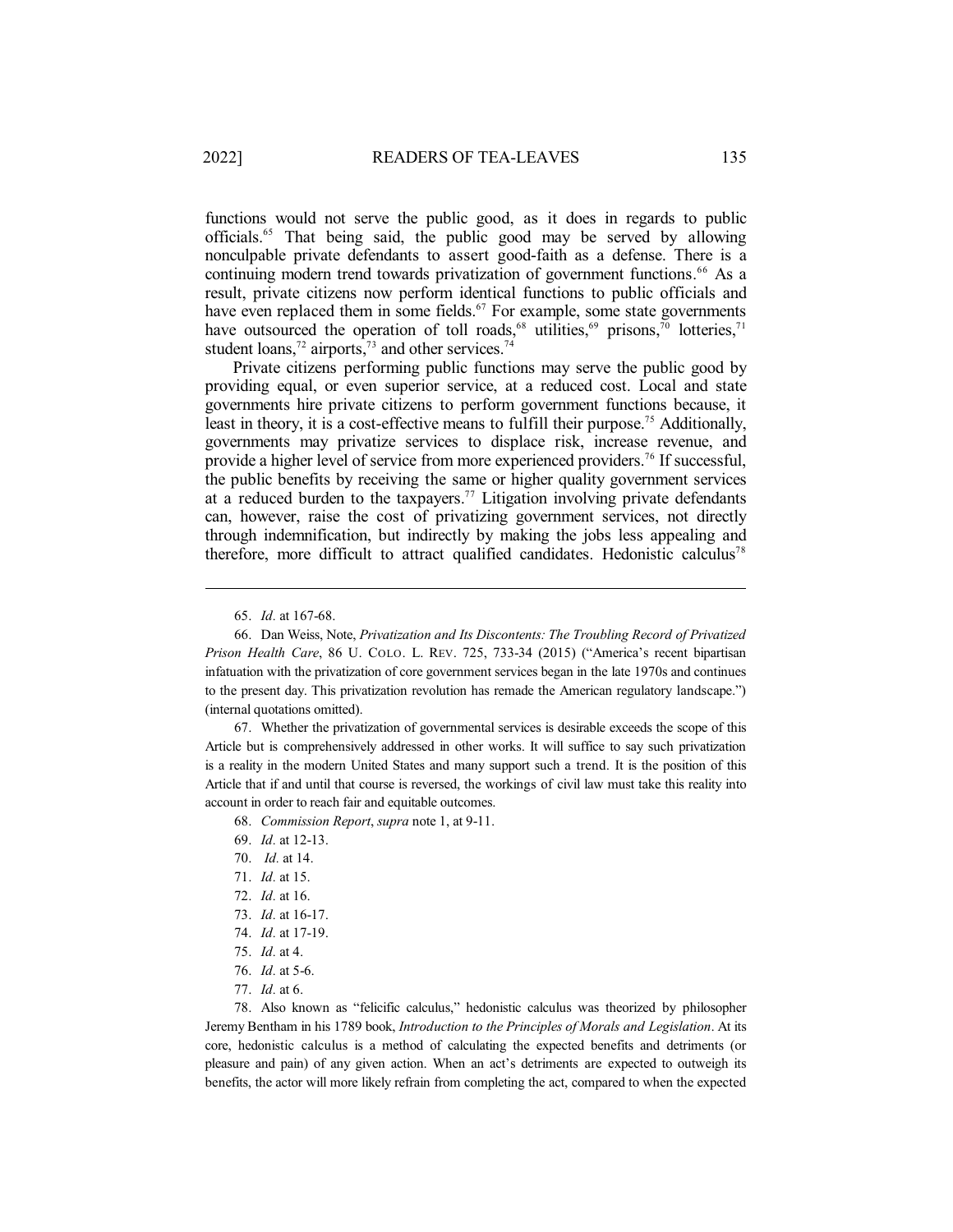functions would not serve the public good, as it does in regards to public officials.[65] That being said, the public good may be served by allowing nonculpable private defendants to assert good-faith as a defense. There is a continuing modern trend towards privatization of government functions.[66] As a result, private citizens now perform identical functions to public officials and have even replaced them in some fields.[67] For example, some state governments have outsourced the operation of toll roads,[68] utilities,[69] prisons,[70] lotteries,[71] student loans,[72] airports,[73] and other services.[74]

Private citizens performing public functions may serve the public good by providing equal, or even superior service, at a reduced cost. Local and state governments hire private citizens to perform government functions because, it least in theory, it is a cost-effective means to fulfill their purpose.[75] Additionally, governments may privatize services to displace risk, increase revenue, and provide a higher level of service from more experienced providers.[76] If successful, the public benefits by receiving the same or higher quality government services at a reduced burden to the taxpayers.[77] Litigation involving private defendants can, however, raise the cost of privatizing government services, not directly through indemnification, but indirectly by making the jobs less appealing and therefore, more difficult to attract qualified candidates. Hedonistic calculus[78]

---

65. *Id.* at 167-68.

66. Dan Weiss, Note, *Privatization and Its Discontents: The Troubling Record of Privatized Prison Health Care*, 86 U. COLO. L. REV. 725, 733-34 (2015) ("America's recent bipartisan infatuation with the privatization of core government services began in the late 1970s and continues to the present day. This privatization revolution has remade the American regulatory landscape.") (internal quotations omitted).

67. Whether the privatization of governmental services is desirable exceeds the scope of this Article but is comprehensively addressed in other works. It will suffice to say such privatization is a reality in the modern United States and many support such a trend. It is the position of this Article that if and until that course is reversed, the workings of civil law must take this reality into account in order to reach fair and equitable outcomes.

68. *Commission Report*, *supra* note 1, at 9-11.

69. *Id.* at 12-13.

70. *Id.* at 14.

71. *Id.* at 15.

72. *Id.* at 16.

73. *Id.* at 16-17.

74. *Id.* at 17-19.

75. *Id.* at 4.

76. *Id.* at 5-6.

77. *Id.* at 6.

78. Also known as "felicific calculus," hedonistic calculus was theorized by philosopher Jeremy Bentham in his 1789 book, *Introduction to the Principles of Morals and Legislation*. At its core, hedonistic calculus is a method of calculating the expected benefits and detriments (or pleasure and pain) of any given action. When an act's detriments are expected to outweigh its benefits, the actor will more likely refrain from completing the act, compared to when the expected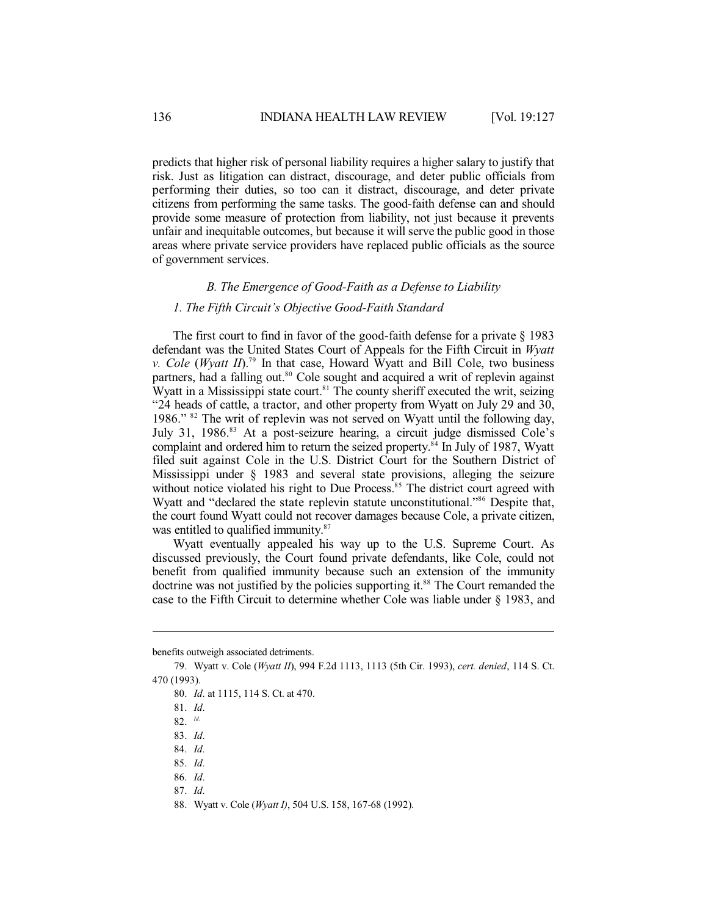predicts that higher risk of personal liability requires a higher salary to justify that risk. Just as litigation can distract, discourage, and deter public officials from performing their duties, so too can it distract, discourage, and deter private citizens from performing the same tasks. The good-faith defense can and should provide some measure of protection from liability, not just because it prevents unfair and inequitable outcomes, but because it will serve the public good in those areas where private service providers have replaced public officials as the source of government services.

### *B. The Emergence of Good-Faith as a Defense to Liability*

#### *1. The Fifth Circuit's Objective Good-Faith Standard*

The first court to find in favor of the good-faith defense for a private § 1983 defendant was the United States Court of Appeals for the Fifth Circuit in *Wyatt v. Cole* (*Wyatt II*).[79] In that case, Howard Wyatt and Bill Cole, two business partners, had a falling out.[80] Cole sought and acquired a writ of replevin against Wyatt in a Mississippi state court.[81] The county sheriff executed the writ, seizing "24 heads of cattle, a tractor, and other property from Wyatt on July 29 and 30, 1986." [82] The writ of replevin was not served on Wyatt until the following day, July 31, 1986.[83] At a post-seizure hearing, a circuit judge dismissed Cole's complaint and ordered him to return the seized property.[84] In July of 1987, Wyatt filed suit against Cole in the U.S. District Court for the Southern District of Mississippi under § 1983 and several state provisions, alleging the seizure without notice violated his right to Due Process.[85] The district court agreed with Wyatt and "declared the state replevin statute unconstitutional."[86] Despite that, the court found Wyatt could not recover damages because Cole, a private citizen, was entitled to qualified immunity.[87]

Wyatt eventually appealed his way up to the U.S. Supreme Court. As discussed previously, the Court found private defendants, like Cole, could not benefit from qualified immunity because such an extension of the immunity doctrine was not justified by the policies supporting it.[88] The Court remanded the case to the Fifth Circuit to determine whether Cole was liable under § 1983, and

---

benefits outweigh associated detriments.

79. Wyatt v. Cole (*Wyatt II*), 994 F.2d 1113, 1113 (5th Cir. 1993), *cert. denied*, 114 S. Ct. 470 (1993).

80. *Id*. at 1115, 114 S. Ct. at 470.

81. *Id*.

82. *Id.*

83. *Id*.

84. *Id*.

85. *Id*.

86. *Id*.

87. *Id*.

88. Wyatt v. Cole (*Wyatt I*), 504 U.S. 158, 167-68 (1992).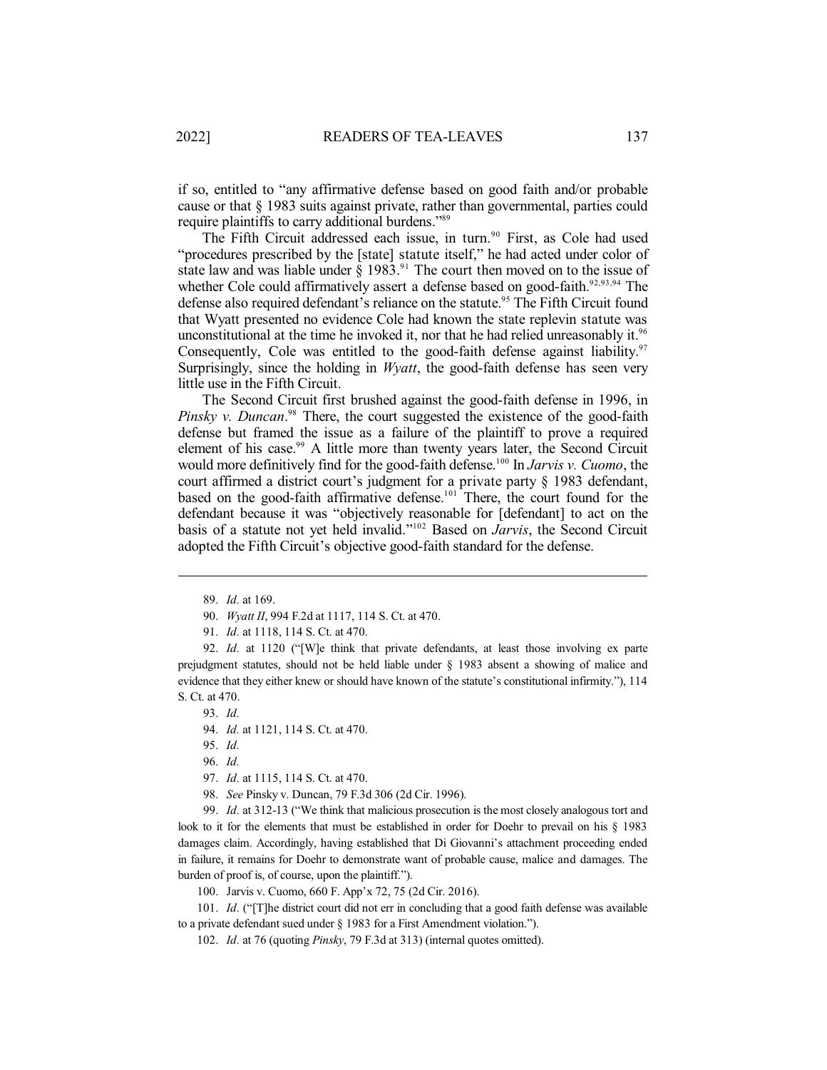if so, entitled to "any affirmative defense based on good faith and/or probable cause or that § 1983 suits against private, rather than governmental, parties could require plaintiffs to carry additional burdens."[89]

The Fifth Circuit addressed each issue, in turn.[90] First, as Cole had used "procedures prescribed by the [state] statute itself," he had acted under color of state law and was liable under § 1983.[91] The court then moved on to the issue of whether Cole could affirmatively assert a defense based on good-faith.[92,93,94] The defense also required defendant's reliance on the statute.[95] The Fifth Circuit found that Wyatt presented no evidence Cole had known the state replevin statute was unconstitutional at the time he invoked it, nor that he had relied unreasonably it.[96] Consequently, Cole was entitled to the good-faith defense against liability.[97] Surprisingly, since the holding in *Wyatt*, the good-faith defense has seen very little use in the Fifth Circuit.

The Second Circuit first brushed against the good-faith defense in 1996, in *Pinsky v. Duncan*.[98] There, the court suggested the existence of the good-faith defense but framed the issue as a failure of the plaintiff to prove a required element of his case.[99] A little more than twenty years later, the Second Circuit would more definitively find for the good-faith defense.[100] In *Jarvis v. Cuomo*, the court affirmed a district court's judgment for a private party § 1983 defendant, based on the good-faith affirmative defense.[101] There, the court found for the defendant because it was "objectively reasonable for [defendant] to act on the basis of a statute not yet held invalid."[102] Based on *Jarvis*, the Second Circuit adopted the Fifth Circuit's objective good-faith standard for the defense.

---

89. *Id.* at 169.

90. *Wyatt II*, 994 F.2d at 1117, 114 S. Ct. at 470.

91. *Id.* at 1118, 114 S. Ct. at 470.

92. *Id.* at 1120 ("[W]e think that private defendants, at least those involving ex parte prejudgment statutes, should not be held liable under § 1983 absent a showing of malice and evidence that they either knew or should have known of the statute's constitutional infirmity."), 114 S. Ct. at 470.

93. *Id.*

94. *Id.* at 1121, 114 S. Ct. at 470.

95. *Id.*

96. *Id.*

97. *Id.* at 1115, 114 S. Ct. at 470.

98. *See* Pinsky v. Duncan, 79 F.3d 306 (2d Cir. 1996).

99. *Id.* at 312-13 ("We think that malicious prosecution is the most closely analogous tort and look to it for the elements that must be established in order for Doehr to prevail on his § 1983 damages claim. Accordingly, having established that Di Giovanni's attachment proceeding ended in failure, it remains for Doehr to demonstrate want of probable cause, malice and damages. The burden of proof is, of course, upon the plaintiff.").

100. Jarvis v. Cuomo, 660 F. App'x 72, 75 (2d Cir. 2016).

101. *Id.* ("[T]he district court did not err in concluding that a good faith defense was available to a private defendant sued under § 1983 for a First Amendment violation.").

102. *Id.* at 76 (quoting *Pinsky*, 79 F.3d at 313) (internal quotes omitted).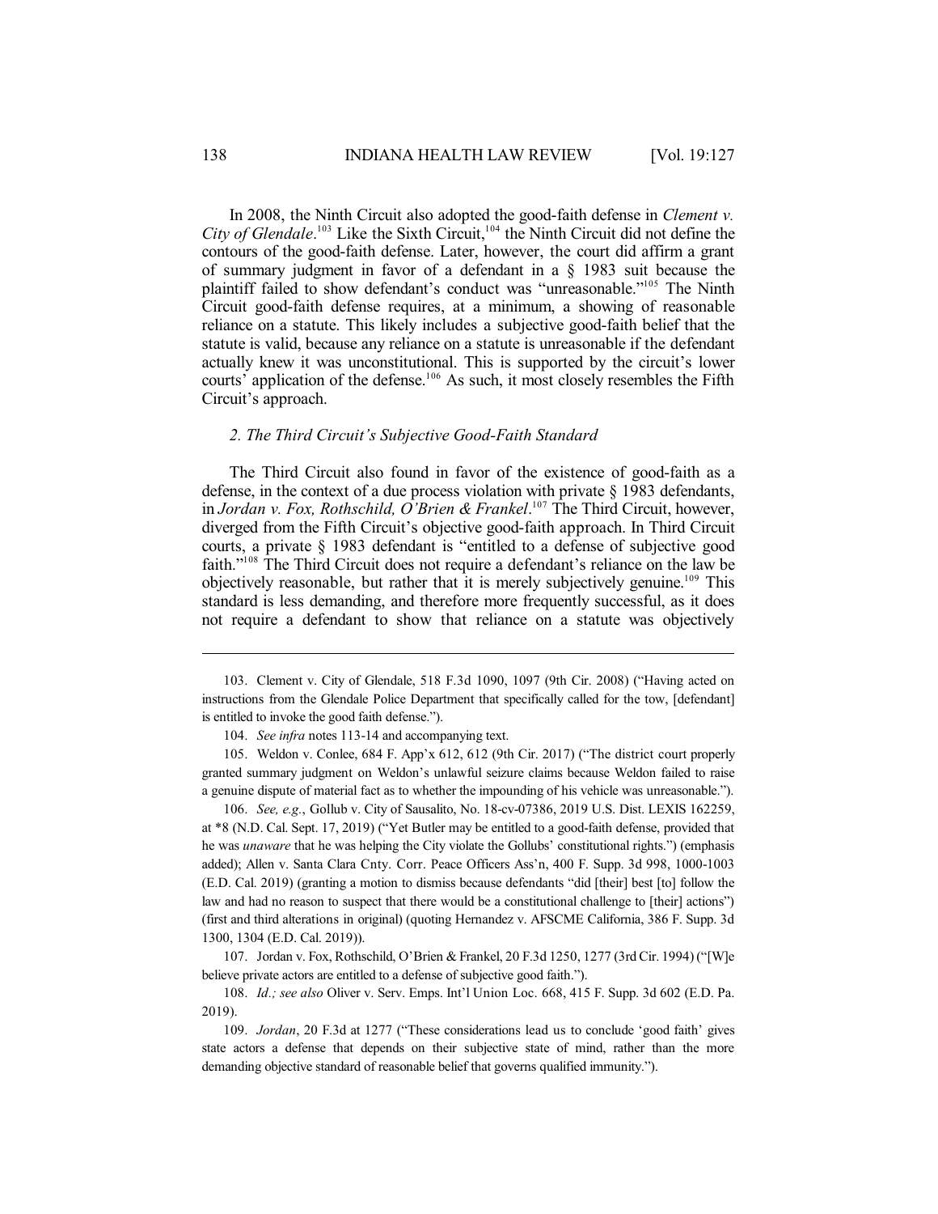In 2008, the Ninth Circuit also adopted the good-faith defense in *Clement v. City of Glendale*.[103] Like the Sixth Circuit,[104] the Ninth Circuit did not define the contours of the good-faith defense. Later, however, the court did affirm a grant of summary judgment in favor of a defendant in a § 1983 suit because the plaintiff failed to show defendant's conduct was "unreasonable."[105] The Ninth Circuit good-faith defense requires, at a minimum, a showing of reasonable reliance on a statute. This likely includes a subjective good-faith belief that the statute is valid, because any reliance on a statute is unreasonable if the defendant actually knew it was unconstitutional. This is supported by the circuit's lower courts' application of the defense.[106] As such, it most closely resembles the Fifth Circuit's approach.

### *2. The Third Circuit's Subjective Good-Faith Standard*

The Third Circuit also found in favor of the existence of good-faith as a defense, in the context of a due process violation with private § 1983 defendants, in *Jordan v. Fox, Rothschild, O'Brien & Frankel*.[107] The Third Circuit, however, diverged from the Fifth Circuit's objective good-faith approach. In Third Circuit courts, a private § 1983 defendant is "entitled to a defense of subjective good faith."[108] The Third Circuit does not require a defendant's reliance on the law be objectively reasonable, but rather that it is merely subjectively genuine.[109] This standard is less demanding, and therefore more frequently successful, as it does not require a defendant to show that reliance on a statute was objectively

---

103. Clement v. City of Glendale, 518 F.3d 1090, 1097 (9th Cir. 2008) ("Having acted on instructions from the Glendale Police Department that specifically called for the tow, [defendant] is entitled to invoke the good faith defense.").

104. *See infra* notes 113-14 and accompanying text.

105. Weldon v. Conlee, 684 F. App'x 612, 612 (9th Cir. 2017) ("The district court properly granted summary judgment on Weldon's unlawful seizure claims because Weldon failed to raise a genuine dispute of material fact as to whether the impounding of his vehicle was unreasonable.").

106. *See, e.g.*, Gollub v. City of Sausalito, No. 18-cv-07386, 2019 U.S. Dist. LEXIS 162259, at *8 (N.D. Cal. Sept. 17, 2019) ("Yet Butler may be entitled to a good-faith defense, provided that he was *unaware* that he was helping the City violate the Gollubs' constitutional rights.") (emphasis added); Allen v. Santa Clara Cnty. Corr. Peace Officers Ass'n, 400 F. Supp. 3d 998, 1000-1003 (E.D. Cal. 2019) (granting a motion to dismiss because defendants "did [their] best [to] follow the law and had no reason to suspect that there would be a constitutional challenge to [their] actions") (first and third alterations in original) (quoting Hernandez v. AFSCME California, 386 F. Supp. 3d 1300, 1304 (E.D. Cal. 2019)).

107. Jordan v. Fox, Rothschild, O'Brien & Frankel, 20 F.3d 1250, 1277 (3rd Cir. 1994) ("[W]e believe private actors are entitled to a defense of subjective good faith.").

108. *Id.; see also* Oliver v. Serv. Emps. Int'l Union Loc. 668, 415 F. Supp. 3d 602 (E.D. Pa. 2019).

109. *Jordan*, 20 F.3d at 1277 ("These considerations lead us to conclude 'good faith' gives state actors a defense that depends on their subjective state of mind, rather than the more demanding objective standard of reasonable belief that governs qualified immunity.").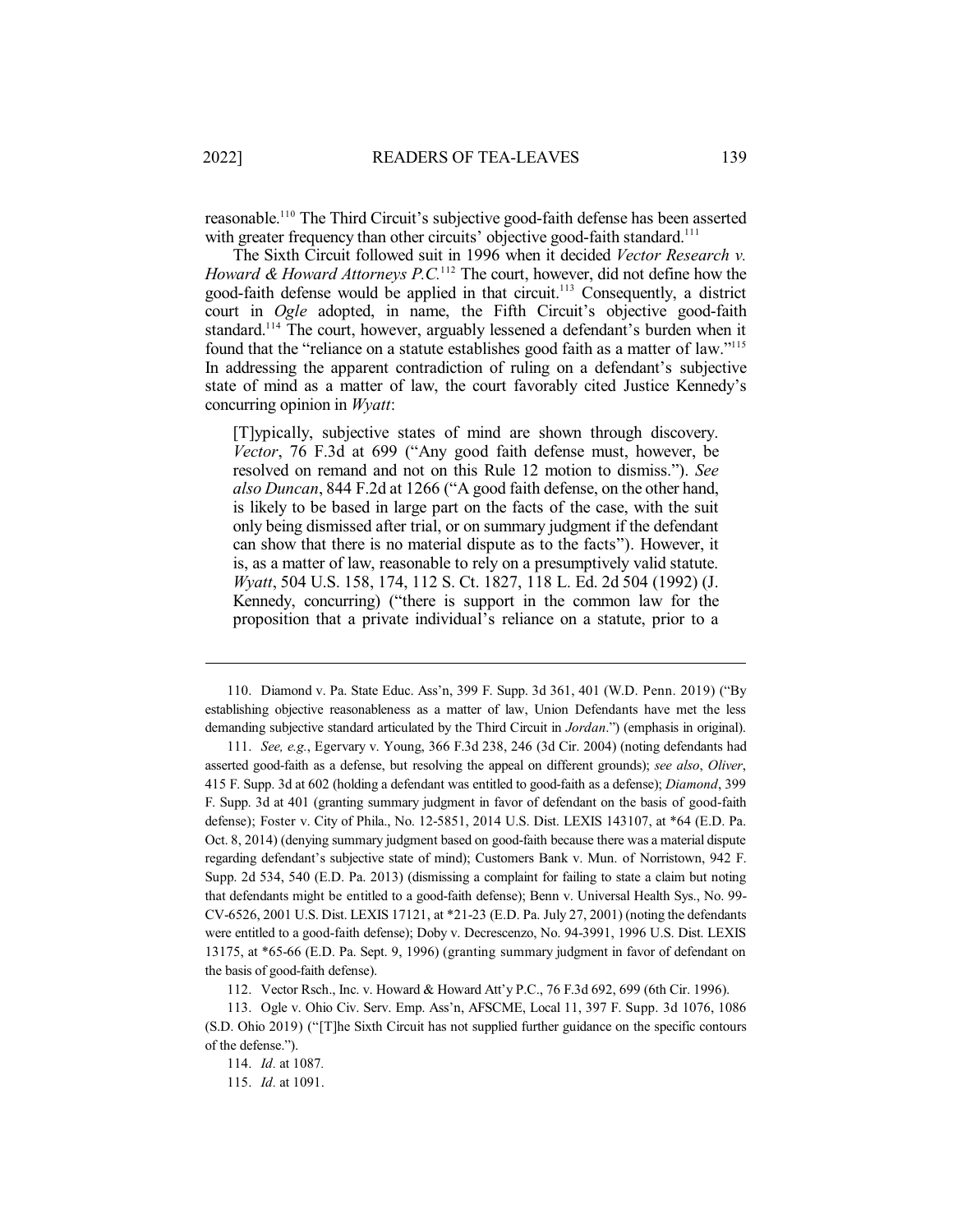reasonable.[110] The Third Circuit's subjective good-faith defense has been asserted with greater frequency than other circuits' objective good-faith standard.[111]

The Sixth Circuit followed suit in 1996 when it decided *Vector Research v. Howard & Howard Attorneys P.C.*[112] The court, however, did not define how the good-faith defense would be applied in that circuit.[113] Consequently, a district court in *Ogle* adopted, in name, the Fifth Circuit's objective good-faith standard.[114] The court, however, arguably lessened a defendant's burden when it found that the "reliance on a statute establishes good faith as a matter of law."[115] In addressing the apparent contradiction of ruling on a defendant's subjective state of mind as a matter of law, the court favorably cited Justice Kennedy's concurring opinion in *Wyatt*:

> [T]ypically, subjective states of mind are shown through discovery. *Vector*, 76 F.3d at 699 ("Any good faith defense must, however, be resolved on remand and not on this Rule 12 motion to dismiss."). *See also Duncan*, 844 F.2d at 1266 ("A good faith defense, on the other hand, is likely to be based in large part on the facts of the case, with the suit only being dismissed after trial, or on summary judgment if the defendant can show that there is no material dispute as to the facts"). However, it is, as a matter of law, reasonable to rely on a presumptively valid statute. *Wyatt*, 504 U.S. 158, 174, 112 S. Ct. 1827, 118 L. Ed. 2d 504 (1992) (J. Kennedy, concurring) ("there is support in the common law for the proposition that a private individual's reliance on a statute, prior to a

---

110. Diamond v. Pa. State Educ. Ass'n, 399 F. Supp. 3d 361, 401 (W.D. Penn. 2019) ("By establishing objective reasonableness as a matter of law, Union Defendants have met the less demanding subjective standard articulated by the Third Circuit in *Jordan*.") (emphasis in original).

111. *See, e.g.*, Egervary v. Young, 366 F.3d 238, 246 (3d Cir. 2004) (noting defendants had asserted good-faith as a defense, but resolving the appeal on different grounds); *see also*, *Oliver*, 415 F. Supp. 3d at 602 (holding a defendant was entitled to good-faith as a defense); *Diamond*, 399 F. Supp. 3d at 401 (granting summary judgment in favor of defendant on the basis of good-faith defense); Foster v. City of Phila., No. 12-5851, 2014 U.S. Dist. LEXIS 143107, at *64 (E.D. Pa. Oct. 8, 2014) (denying summary judgment based on good-faith because there was a material dispute regarding defendant's subjective state of mind); Customers Bank v. Mun. of Norristown, 942 F. Supp. 2d 534, 540 (E.D. Pa. 2013) (dismissing a complaint for failing to state a claim but noting that defendants might be entitled to a good-faith defense); Benn v. Universal Health Sys., No. 99-CV-6526, 2001 U.S. Dist. LEXIS 17121, at *21-23 (E.D. Pa. July 27, 2001) (noting the defendants were entitled to a good-faith defense); Doby v. Decrescenzo, No. 94-3991, 1996 U.S. Dist. LEXIS 13175, at *65-66 (E.D. Pa. Sept. 9, 1996) (granting summary judgment in favor of defendant on the basis of good-faith defense).

112. Vector Rsch., Inc. v. Howard & Howard Att'y P.C., 76 F.3d 692, 699 (6th Cir. 1996).

113. Ogle v. Ohio Civ. Serv. Emp. Ass'n, AFSCME, Local 11, 397 F. Supp. 3d 1076, 1086 (S.D. Ohio 2019) ("[T]he Sixth Circuit has not supplied further guidance on the specific contours of the defense.").

114. *Id.* at 1087.

115. *Id.* at 1091.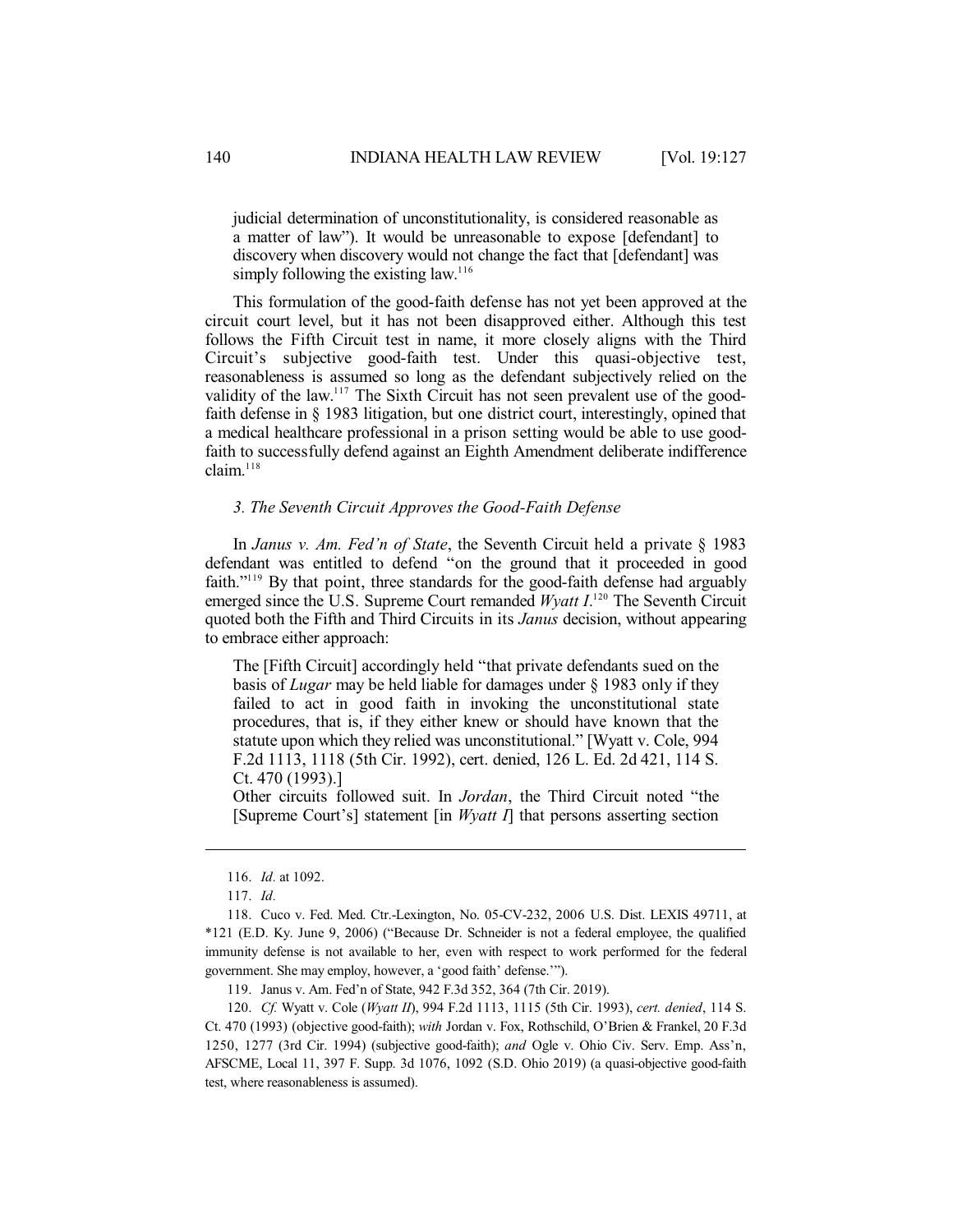judicial determination of unconstitutionality, is considered reasonable as a matter of law"). It would be unreasonable to expose [defendant] to discovery when discovery would not change the fact that [defendant] was simply following the existing law.[116]

This formulation of the good-faith defense has not yet been approved at the circuit court level, but it has not been disapproved either. Although this test follows the Fifth Circuit test in name, it more closely aligns with the Third Circuit's subjective good-faith test. Under this quasi-objective test, reasonableness is assumed so long as the defendant subjectively relied on the validity of the law.[117] The Sixth Circuit has not seen prevalent use of the good-faith defense in § 1983 litigation, but one district court, interestingly, opined that a medical healthcare professional in a prison setting would be able to use good-faith to successfully defend against an Eighth Amendment deliberate indifference claim.[118]

### *3. The Seventh Circuit Approves the Good-Faith Defense*

In *Janus v. Am. Fed'n of State*, the Seventh Circuit held a private § 1983 defendant was entitled to defend "on the ground that it proceeded in good faith."[119] By that point, three standards for the good-faith defense had arguably emerged since the U.S. Supreme Court remanded *Wyatt I*.[120] The Seventh Circuit quoted both the Fifth and Third Circuits in its *Janus* decision, without appearing to embrace either approach:

> The [Fifth Circuit] accordingly held "that private defendants sued on the basis of *Lugar* may be held liable for damages under § 1983 only if they failed to act in good faith in invoking the unconstitutional state procedures, that is, if they either knew or should have known that the statute upon which they relied was unconstitutional." [Wyatt v. Cole, 994 F.2d 1113, 1118 (5th Cir. 1992), cert. denied, 126 L. Ed. 2d 421, 114 S. Ct. 470 (1993).]
>
> Other circuits followed suit. In *Jordan*, the Third Circuit noted "the [Supreme Court's] statement [in *Wyatt I*] that persons asserting section

---

116. *Id.* at 1092.

117. *Id.*

118. Cuco v. Fed. Med. Ctr.-Lexington, No. 05-CV-232, 2006 U.S. Dist. LEXIS 49711, at *121 (E.D. Ky. June 9, 2006) ("Because Dr. Schneider is not a federal employee, the qualified immunity defense is not available to her, even with respect to work performed for the federal government. She may employ, however, a 'good faith' defense.'").

119. Janus v. Am. Fed'n of State, 942 F.3d 352, 364 (7th Cir. 2019).

120. *Cf.* Wyatt v. Cole (*Wyatt II*), 994 F.2d 1113, 1115 (5th Cir. 1993), *cert. denied*, 114 S. Ct. 470 (1993) (objective good-faith); *with* Jordan v. Fox, Rothschild, O'Brien & Frankel, 20 F.3d 1250, 1277 (3rd Cir. 1994) (subjective good-faith); *and* Ogle v. Ohio Civ. Serv. Emp. Ass'n, AFSCME, Local 11, 397 F. Supp. 3d 1076, 1092 (S.D. Ohio 2019) (a quasi-objective good-faith test, where reasonableness is assumed).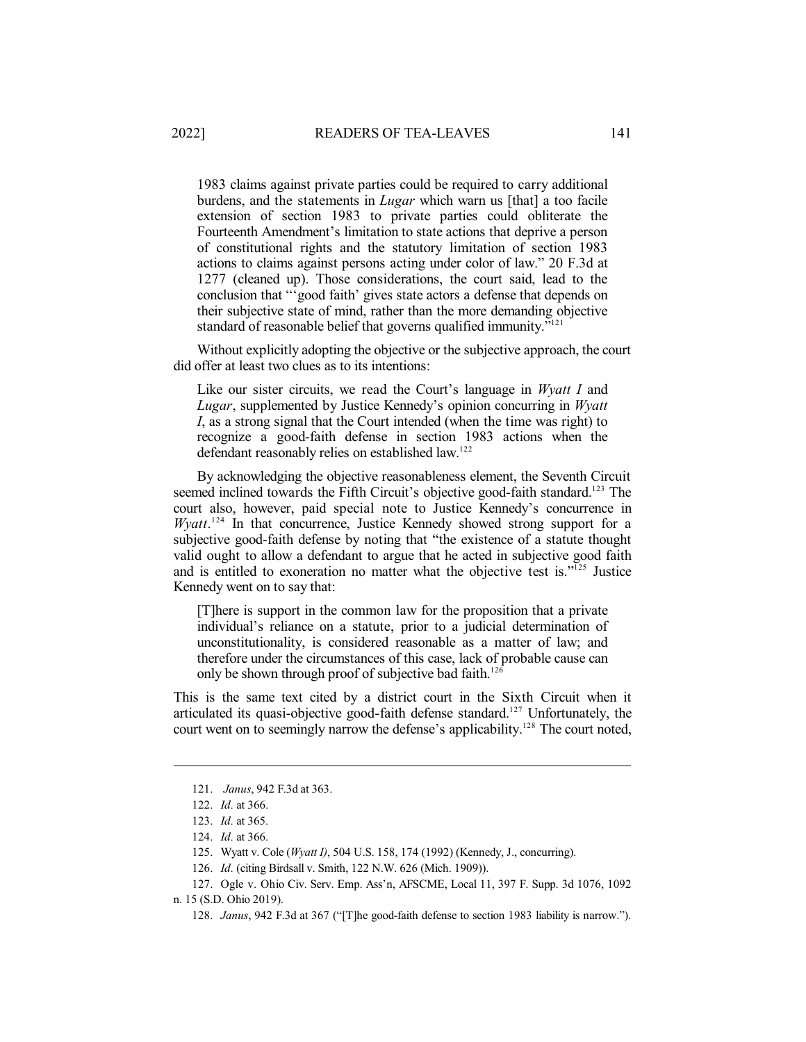> 1983 claims against private parties could be required to carry additional burdens, and the statements in *Lugar* which warn us [that] a too facile extension of section 1983 to private parties could obliterate the Fourteenth Amendment's limitation to state actions that deprive a person of constitutional rights and the statutory limitation of section 1983 actions to claims against persons acting under color of law." 20 F.3d at 1277 (cleaned up). Those considerations, the court said, lead to the conclusion that "'good faith' gives state actors a defense that depends on their subjective state of mind, rather than the more demanding objective standard of reasonable belief that governs qualified immunity."[121]

Without explicitly adopting the objective or the subjective approach, the court did offer at least two clues as to its intentions:

> Like our sister circuits, we read the Court's language in *Wyatt I* and *Lugar*, supplemented by Justice Kennedy's opinion concurring in *Wyatt I*, as a strong signal that the Court intended (when the time was right) to recognize a good-faith defense in section 1983 actions when the defendant reasonably relies on established law.[122]

By acknowledging the objective reasonableness element, the Seventh Circuit seemed inclined towards the Fifth Circuit's objective good-faith standard.[123] The court also, however, paid special note to Justice Kennedy's concurrence in *Wyatt*.[124] In that concurrence, Justice Kennedy showed strong support for a subjective good-faith defense by noting that "the existence of a statute thought valid ought to allow a defendant to argue that he acted in subjective good faith and is entitled to exoneration no matter what the objective test is."[125] Justice Kennedy went on to say that:

> [T]here is support in the common law for the proposition that a private individual's reliance on a statute, prior to a judicial determination of unconstitutionality, is considered reasonable as a matter of law; and therefore under the circumstances of this case, lack of probable cause can only be shown through proof of subjective bad faith.[126]

This is the same text cited by a district court in the Sixth Circuit when it articulated its quasi-objective good-faith defense standard.[127] Unfortunately, the court went on to seemingly narrow the defense's applicability.[128] The court noted,

---

121. *Janus*, 942 F.3d at 363.

122. *Id.* at 366.

123. *Id.* at 365.

124. *Id.* at 366.

125. Wyatt v. Cole (*Wyatt I*), 504 U.S. 158, 174 (1992) (Kennedy, J., concurring).

126. *Id.* (citing Birdsall v. Smith, 122 N.W. 626 (Mich. 1909)).

127. Ogle v. Ohio Civ. Serv. Emp. Ass'n, AFSCME, Local 11, 397 F. Supp. 3d 1076, 1092 n. 15 (S.D. Ohio 2019).

128. *Janus*, 942 F.3d at 367 ("[T]he good-faith defense to section 1983 liability is narrow.").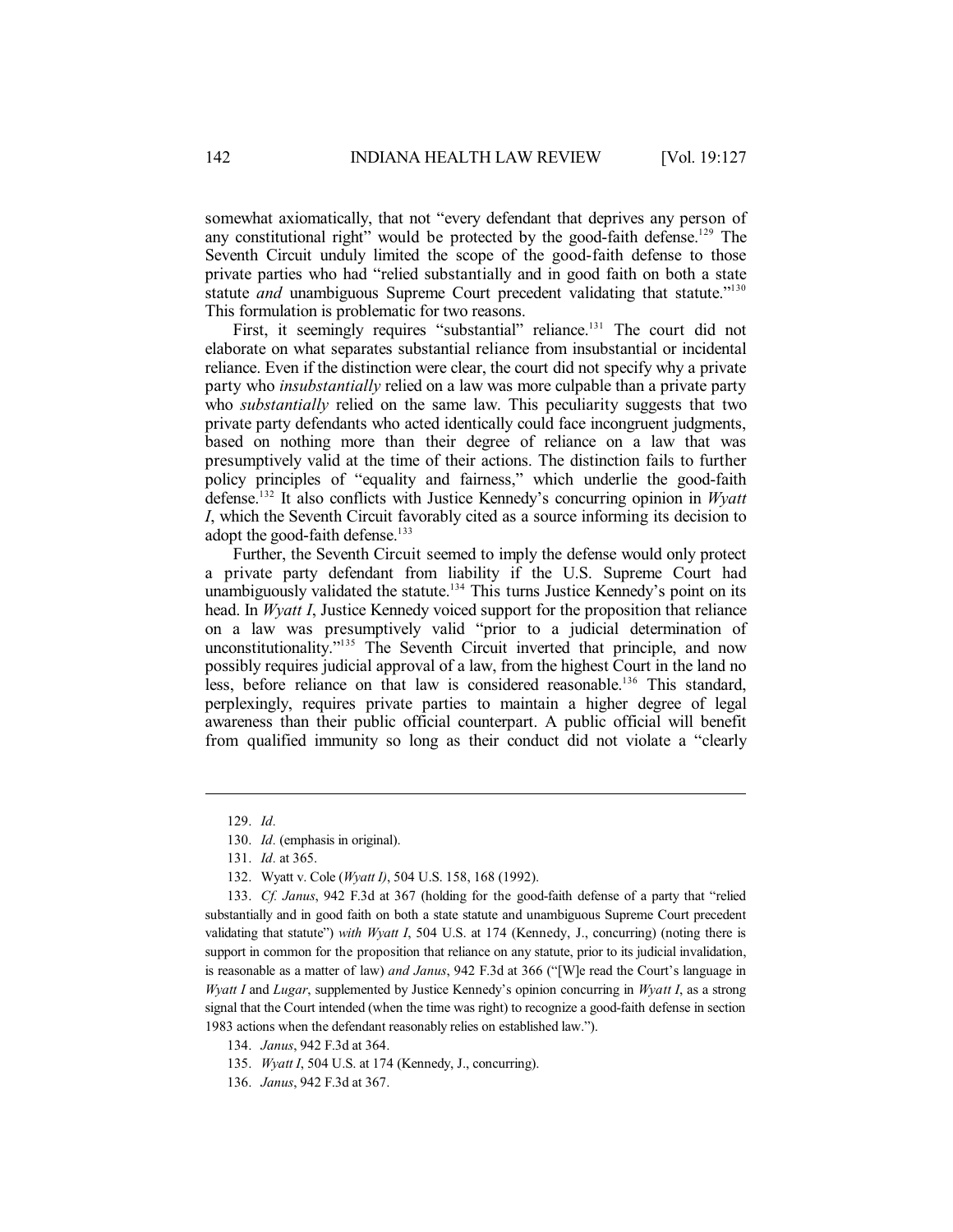somewhat axiomatically, that not "every defendant that deprives any person of any constitutional right" would be protected by the good-faith defense.[129] The Seventh Circuit unduly limited the scope of the good-faith defense to those private parties who had "relied substantially and in good faith on both a state statute *and* unambiguous Supreme Court precedent validating that statute."[130] This formulation is problematic for two reasons.

First, it seemingly requires "substantial" reliance.[131] The court did not elaborate on what separates substantial reliance from insubstantial or incidental reliance. Even if the distinction were clear, the court did not specify why a private party who *insubstantially* relied on a law was more culpable than a private party who *substantially* relied on the same law. This peculiarity suggests that two private party defendants who acted identically could face incongruent judgments, based on nothing more than their degree of reliance on a law that was presumptively valid at the time of their actions. The distinction fails to further policy principles of "equality and fairness," which underlie the good-faith defense.[132] It also conflicts with Justice Kennedy's concurring opinion in *Wyatt I*, which the Seventh Circuit favorably cited as a source informing its decision to adopt the good-faith defense.[133]

Further, the Seventh Circuit seemed to imply the defense would only protect a private party defendant from liability if the U.S. Supreme Court had unambiguously validated the statute.[134] This turns Justice Kennedy's point on its head. In *Wyatt I*, Justice Kennedy voiced support for the proposition that reliance on a law was presumptively valid "prior to a judicial determination of unconstitutionality."[135] The Seventh Circuit inverted that principle, and now possibly requires judicial approval of a law, from the highest Court in the land no less, before reliance on that law is considered reasonable.[136] This standard, perplexingly, requires private parties to maintain a higher degree of legal awareness than their public official counterpart. A public official will benefit from qualified immunity so long as their conduct did not violate a "clearly

---

129. *Id.*

130. *Id.* (emphasis in original).

131. *Id.* at 365.

132. Wyatt v. Cole (*Wyatt I*), 504 U.S. 158, 168 (1992).

133. *Cf. Janus*, 942 F.3d at 367 (holding for the good-faith defense of a party that "relied substantially and in good faith on both a state statute and unambiguous Supreme Court precedent validating that statute") *with Wyatt I*, 504 U.S. at 174 (Kennedy, J., concurring) (noting there is support in common for the proposition that reliance on any statute, prior to its judicial invalidation, is reasonable as a matter of law) *and Janus*, 942 F.3d at 366 ("[W]e read the Court's language in *Wyatt I* and *Lugar*, supplemented by Justice Kennedy's opinion concurring in *Wyatt I*, as a strong signal that the Court intended (when the time was right) to recognize a good-faith defense in section 1983 actions when the defendant reasonably relies on established law.").

134. *Janus*, 942 F.3d at 364.

135. *Wyatt I*, 504 U.S. at 174 (Kennedy, J., concurring).

136. *Janus*, 942 F.3d at 367.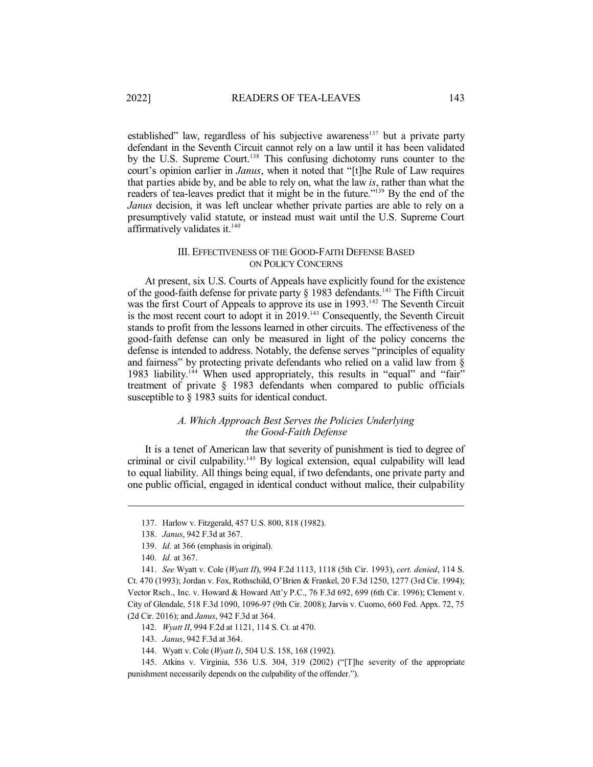established" law, regardless of his subjective awareness[137] but a private party defendant in the Seventh Circuit cannot rely on a law until it has been validated by the U.S. Supreme Court.[138] This confusing dichotomy runs counter to the court's opinion earlier in *Janus*, when it noted that "[t]he Rule of Law requires that parties abide by, and be able to rely on, what the law *is*, rather than what the readers of tea-leaves predict that it might be in the future."[139] By the end of the *Janus* decision, it was left unclear whether private parties are able to rely on a presumptively valid statute, or instead must wait until the U.S. Supreme Court affirmatively validates it.[140]

## III. EFFECTIVENESS OF THE GOOD-FAITH DEFENSE BASED ON POLICY CONCERNS

At present, six U.S. Courts of Appeals have explicitly found for the existence of the good-faith defense for private party § 1983 defendants.[141] The Fifth Circuit was the first Court of Appeals to approve its use in 1993.[142] The Seventh Circuit is the most recent court to adopt it in 2019.[143] Consequently, the Seventh Circuit stands to profit from the lessons learned in other circuits. The effectiveness of the good-faith defense can only be measured in light of the policy concerns the defense is intended to address. Notably, the defense serves "principles of equality and fairness" by protecting private defendants who relied on a valid law from § 1983 liability.[144] When used appropriately, this results in "equal" and "fair" treatment of private § 1983 defendants when compared to public officials susceptible to § 1983 suits for identical conduct.

### *A. Which Approach Best Serves the Policies Underlying the Good-Faith Defense*

It is a tenet of American law that severity of punishment is tied to degree of criminal or civil culpability.[145] By logical extension, equal culpability will lead to equal liability. All things being equal, if two defendants, one private party and one public official, engaged in identical conduct without malice, their culpability

---

137. Harlow v. Fitzgerald, 457 U.S. 800, 818 (1982).

138. *Janus*, 942 F.3d at 367.

139. *Id.* at 366 (emphasis in original).

140. *Id.* at 367.

141. *See* Wyatt v. Cole (*Wyatt II*), 994 F.2d 1113, 1118 (5th Cir. 1993), *cert. denied*, 114 S. Ct. 470 (1993); Jordan v. Fox, Rothschild, O'Brien & Frankel, 20 F.3d 1250, 1277 (3rd Cir. 1994); Vector Rsch., Inc. v. Howard & Howard Att'y P.C., 76 F.3d 692, 699 (6th Cir. 1996); Clement v. City of Glendale, 518 F.3d 1090, 1096-97 (9th Cir. 2008); Jarvis v. Cuomo, 660 Fed. Appx. 72, 75 (2d Cir. 2016); and *Janus*, 942 F.3d at 364.

142. *Wyatt II*, 994 F.2d at 1121, 114 S. Ct. at 470.

143. *Janus*, 942 F.3d at 364.

144. Wyatt v. Cole (*Wyatt I*), 504 U.S. 158, 168 (1992).

145. Atkins v. Virginia, 536 U.S. 304, 319 (2002) ("[T]he severity of the appropriate punishment necessarily depends on the culpability of the offender.").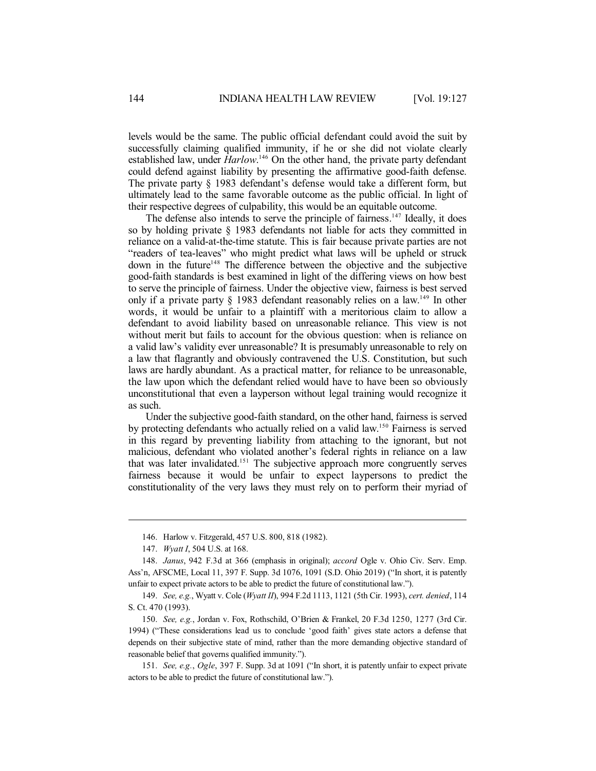levels would be the same. The public official defendant could avoid the suit by successfully claiming qualified immunity, if he or she did not violate clearly established law, under *Harlow*.[146] On the other hand, the private party defendant could defend against liability by presenting the affirmative good-faith defense. The private party § 1983 defendant's defense would take a different form, but ultimately lead to the same favorable outcome as the public official. In light of their respective degrees of culpability, this would be an equitable outcome.

The defense also intends to serve the principle of fairness.[147] Ideally, it does so by holding private § 1983 defendants not liable for acts they committed in reliance on a valid-at-the-time statute. This is fair because private parties are not "readers of tea-leaves" who might predict what laws will be upheld or struck down in the future[148] The difference between the objective and the subjective good-faith standards is best examined in light of the differing views on how best to serve the principle of fairness. Under the objective view, fairness is best served only if a private party § 1983 defendant reasonably relies on a law.[149] In other words, it would be unfair to a plaintiff with a meritorious claim to allow a defendant to avoid liability based on unreasonable reliance. This view is not without merit but fails to account for the obvious question: when is reliance on a valid law's validity ever unreasonable? It is presumably unreasonable to rely on a law that flagrantly and obviously contravened the U.S. Constitution, but such laws are hardly abundant. As a practical matter, for reliance to be unreasonable, the law upon which the defendant relied would have to have been so obviously unconstitutional that even a layperson without legal training would recognize it as such.

Under the subjective good-faith standard, on the other hand, fairness is served by protecting defendants who actually relied on a valid law.[150] Fairness is served in this regard by preventing liability from attaching to the ignorant, but not malicious, defendant who violated another's federal rights in reliance on a law that was later invalidated.[151] The subjective approach more congruently serves fairness because it would be unfair to expect laypersons to predict the constitutionality of the very laws they must rely on to perform their myriad of

---

146. Harlow v. Fitzgerald, 457 U.S. 800, 818 (1982).

147. *Wyatt I*, 504 U.S. at 168.

148. *Janus*, 942 F.3d at 366 (emphasis in original); *accord* Ogle v. Ohio Civ. Serv. Emp. Ass'n, AFSCME, Local 11, 397 F. Supp. 3d 1076, 1091 (S.D. Ohio 2019) ("In short, it is patently unfair to expect private actors to be able to predict the future of constitutional law.").

149. *See, e.g.*, Wyatt v. Cole (*Wyatt II*), 994 F.2d 1113, 1121 (5th Cir. 1993), *cert. denied*, 114 S. Ct. 470 (1993).

150. *See, e.g.*, Jordan v. Fox, Rothschild, O'Brien & Frankel, 20 F.3d 1250, 1277 (3rd Cir. 1994) ("These considerations lead us to conclude 'good faith' gives state actors a defense that depends on their subjective state of mind, rather than the more demanding objective standard of reasonable belief that governs qualified immunity.").

151. *See, e.g.*, *Ogle*, 397 F. Supp. 3d at 1091 ("In short, it is patently unfair to expect private actors to be able to predict the future of constitutional law.").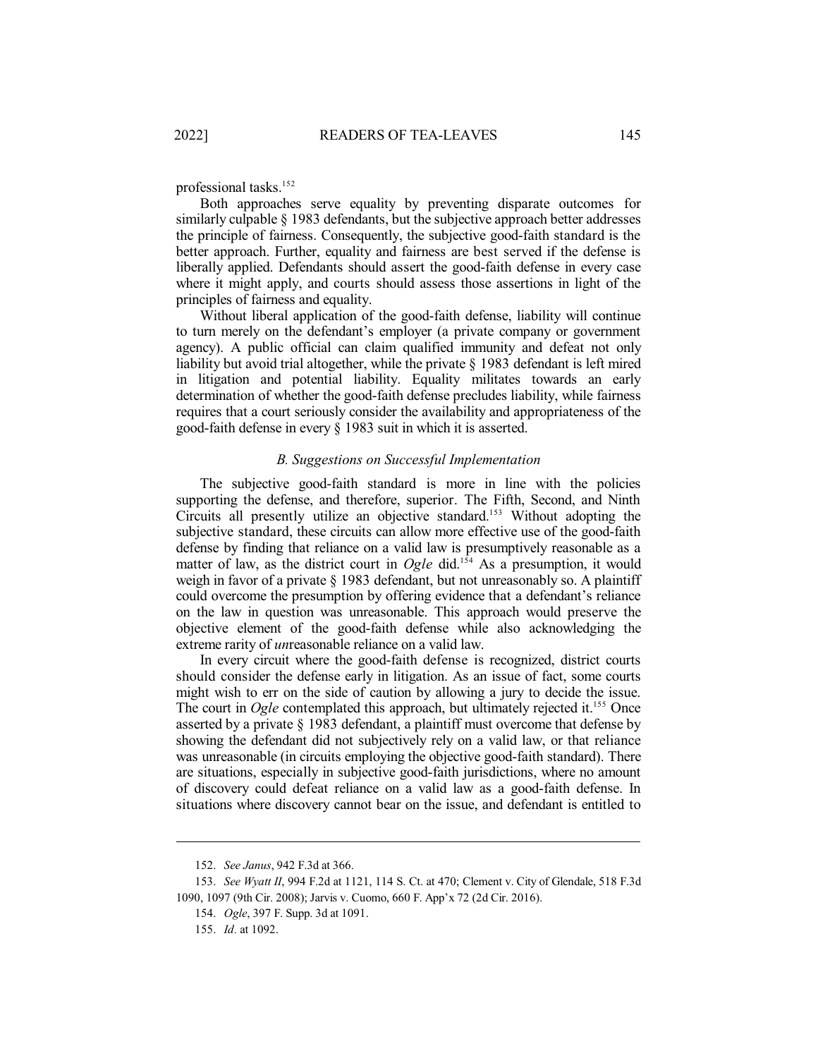professional tasks.[152]

Both approaches serve equality by preventing disparate outcomes for similarly culpable § 1983 defendants, but the subjective approach better addresses the principle of fairness. Consequently, the subjective good-faith standard is the better approach. Further, equality and fairness are best served if the defense is liberally applied. Defendants should assert the good-faith defense in every case where it might apply, and courts should assess those assertions in light of the principles of fairness and equality.

Without liberal application of the good-faith defense, liability will continue to turn merely on the defendant's employer (a private company or government agency). A public official can claim qualified immunity and defeat not only liability but avoid trial altogether, while the private § 1983 defendant is left mired in litigation and potential liability. Equality militates towards an early determination of whether the good-faith defense precludes liability, while fairness requires that a court seriously consider the availability and appropriateness of the good-faith defense in every § 1983 suit in which it is asserted.

### *B. Suggestions on Successful Implementation*

The subjective good-faith standard is more in line with the policies supporting the defense, and therefore, superior. The Fifth, Second, and Ninth Circuits all presently utilize an objective standard.[153] Without adopting the subjective standard, these circuits can allow more effective use of the good-faith defense by finding that reliance on a valid law is presumptively reasonable as a matter of law, as the district court in *Ogle* did.[154] As a presumption, it would weigh in favor of a private § 1983 defendant, but not unreasonably so. A plaintiff could overcome the presumption by offering evidence that a defendant's reliance on the law in question was unreasonable. This approach would preserve the objective element of the good-faith defense while also acknowledging the extreme rarity of *un*reasonable reliance on a valid law.

In every circuit where the good-faith defense is recognized, district courts should consider the defense early in litigation. As an issue of fact, some courts might wish to err on the side of caution by allowing a jury to decide the issue. The court in *Ogle* contemplated this approach, but ultimately rejected it.[155] Once asserted by a private § 1983 defendant, a plaintiff must overcome that defense by showing the defendant did not subjectively rely on a valid law, or that reliance was unreasonable (in circuits employing the objective good-faith standard). There are situations, especially in subjective good-faith jurisdictions, where no amount of discovery could defeat reliance on a valid law as a good-faith defense. In situations where discovery cannot bear on the issue, and defendant is entitled to

---

152. *See Janus*, 942 F.3d at 366.

153. *See Wyatt II*, 994 F.2d at 1121, 114 S. Ct. at 470; Clement v. City of Glendale, 518 F.3d 1090, 1097 (9th Cir. 2008); Jarvis v. Cuomo, 660 F. App'x 72 (2d Cir. 2016).

154. *Ogle*, 397 F. Supp. 3d at 1091.

155. *Id*. at 1092.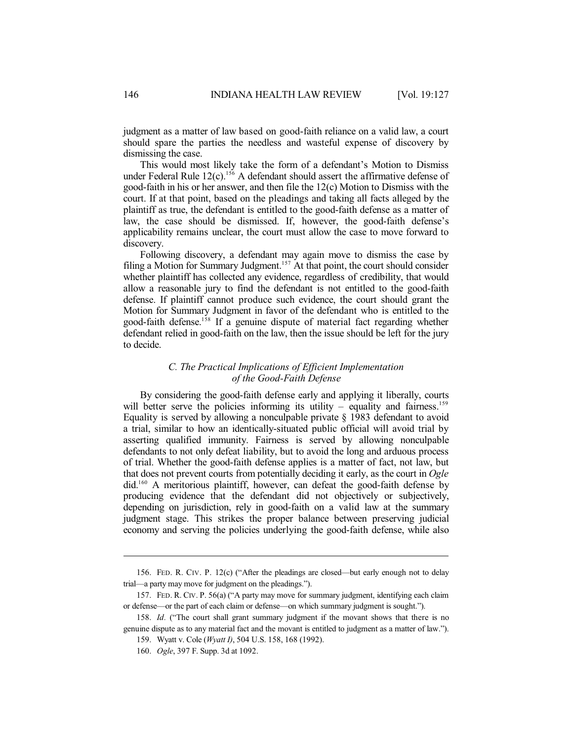judgment as a matter of law based on good-faith reliance on a valid law, a court should spare the parties the needless and wasteful expense of discovery by dismissing the case.

This would most likely take the form of a defendant's Motion to Dismiss under Federal Rule 12(c).[156] A defendant should assert the affirmative defense of good-faith in his or her answer, and then file the 12(c) Motion to Dismiss with the court. If at that point, based on the pleadings and taking all facts alleged by the plaintiff as true, the defendant is entitled to the good-faith defense as a matter of law, the case should be dismissed. If, however, the good-faith defense's applicability remains unclear, the court must allow the case to move forward to discovery.

Following discovery, a defendant may again move to dismiss the case by filing a Motion for Summary Judgment.[157] At that point, the court should consider whether plaintiff has collected any evidence, regardless of credibility, that would allow a reasonable jury to find the defendant is not entitled to the good-faith defense. If plaintiff cannot produce such evidence, the court should grant the Motion for Summary Judgment in favor of the defendant who is entitled to the good-faith defense.[158] If a genuine dispute of material fact regarding whether defendant relied in good-faith on the law, then the issue should be left for the jury to decide.

### *C. The Practical Implications of Efficient Implementation of the Good-Faith Defense*

By considering the good-faith defense early and applying it liberally, courts will better serve the policies informing its utility – equality and fairness.[159] Equality is served by allowing a nonculpable private § 1983 defendant to avoid a trial, similar to how an identically-situated public official will avoid trial by asserting qualified immunity. Fairness is served by allowing nonculpable defendants to not only defeat liability, but to avoid the long and arduous process of trial. Whether the good-faith defense applies is a matter of fact, not law, but that does not prevent courts from potentially deciding it early, as the court in *Ogle* did.[160] A meritorious plaintiff, however, can defeat the good-faith defense by producing evidence that the defendant did not objectively or subjectively, depending on jurisdiction, rely in good-faith on a valid law at the summary judgment stage. This strikes the proper balance between preserving judicial economy and serving the policies underlying the good-faith defense, while also

---

156. FED. R. CIV. P. 12(c) ("After the pleadings are closed—but early enough not to delay trial—a party may move for judgment on the pleadings.").

157. FED. R. CIV. P. 56(a) ("A party may move for summary judgment, identifying each claim or defense—or the part of each claim or defense—on which summary judgment is sought.").

158. *Id.* ("The court shall grant summary judgment if the movant shows that there is no genuine dispute as to any material fact and the movant is entitled to judgment as a matter of law.").

159. Wyatt v. Cole (*Wyatt I)*, 504 U.S. 158, 168 (1992).

160. *Ogle*, 397 F. Supp. 3d at 1092.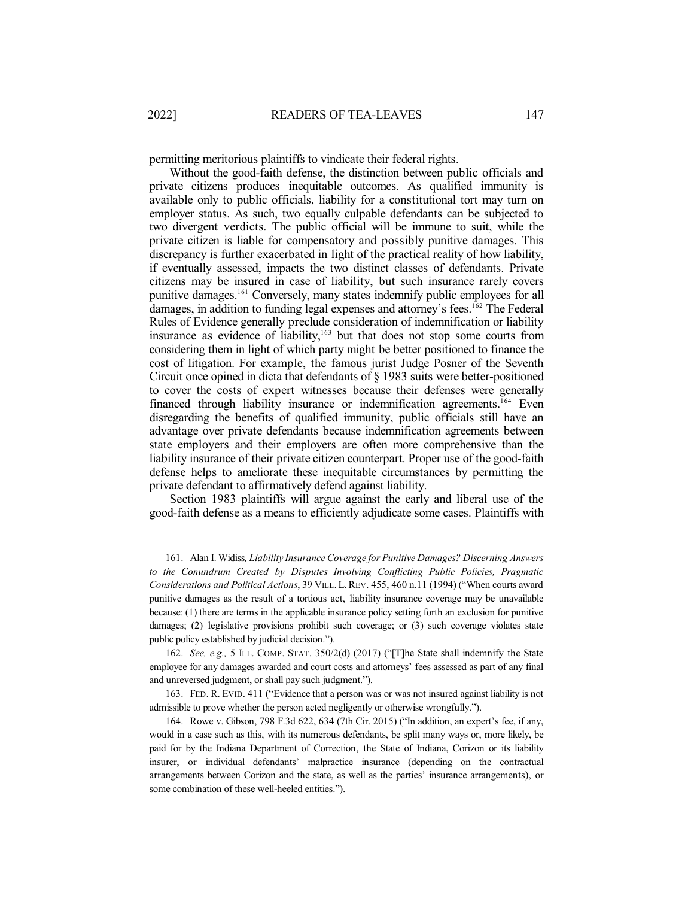permitting meritorious plaintiffs to vindicate their federal rights.

Without the good-faith defense, the distinction between public officials and private citizens produces inequitable outcomes. As qualified immunity is available only to public officials, liability for a constitutional tort may turn on employer status. As such, two equally culpable defendants can be subjected to two divergent verdicts. The public official will be immune to suit, while the private citizen is liable for compensatory and possibly punitive damages. This discrepancy is further exacerbated in light of the practical reality of how liability, if eventually assessed, impacts the two distinct classes of defendants. Private citizens may be insured in case of liability, but such insurance rarely covers punitive damages.[161] Conversely, many states indemnify public employees for all damages, in addition to funding legal expenses and attorney's fees.[162] The Federal Rules of Evidence generally preclude consideration of indemnification or liability insurance as evidence of liability,[163] but that does not stop some courts from considering them in light of which party might be better positioned to finance the cost of litigation. For example, the famous jurist Judge Posner of the Seventh Circuit once opined in dicta that defendants of § 1983 suits were better-positioned to cover the costs of expert witnesses because their defenses were generally financed through liability insurance or indemnification agreements.[164] Even disregarding the benefits of qualified immunity, public officials still have an advantage over private defendants because indemnification agreements between state employers and their employers are often more comprehensive than the liability insurance of their private citizen counterpart. Proper use of the good-faith defense helps to ameliorate these inequitable circumstances by permitting the private defendant to affirmatively defend against liability.

Section 1983 plaintiffs will argue against the early and liberal use of the good-faith defense as a means to efficiently adjudicate some cases. Plaintiffs with

---

161. Alan I. Widiss, *Liability Insurance Coverage for Punitive Damages? Discerning Answers to the Conundrum Created by Disputes Involving Conflicting Public Policies, Pragmatic Considerations and Political Actions*, 39 VILL. L. REV. 455, 460 n.11 (1994) ("When courts award punitive damages as the result of a tortious act, liability insurance coverage may be unavailable because: (1) there are terms in the applicable insurance policy setting forth an exclusion for punitive damages; (2) legislative provisions prohibit such coverage; or (3) such coverage violates state public policy established by judicial decision.").

162. *See, e.g.,* 5 ILL. COMP. STAT. 350/2(d) (2017) ("[T]he State shall indemnify the State employee for any damages awarded and court costs and attorneys' fees assessed as part of any final and unreversed judgment, or shall pay such judgment.").

163. FED. R. EVID. 411 ("Evidence that a person was or was not insured against liability is not admissible to prove whether the person acted negligently or otherwise wrongfully.").

164. Rowe v. Gibson, 798 F.3d 622, 634 (7th Cir. 2015) ("In addition, an expert's fee, if any, would in a case such as this, with its numerous defendants, be split many ways or, more likely, be paid for by the Indiana Department of Correction, the State of Indiana, Corizon or its liability insurer, or individual defendants' malpractice insurance (depending on the contractual arrangements between Corizon and the state, as well as the parties' insurance arrangements), or some combination of these well-heeled entities.").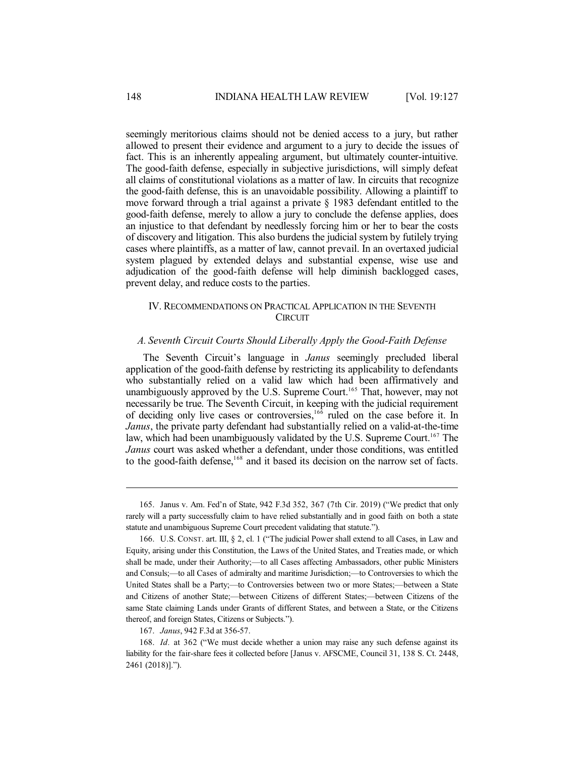seemingly meritorious claims should not be denied access to a jury, but rather allowed to present their evidence and argument to a jury to decide the issues of fact. This is an inherently appealing argument, but ultimately counter-intuitive. The good-faith defense, especially in subjective jurisdictions, will simply defeat all claims of constitutional violations as a matter of law. In circuits that recognize the good-faith defense, this is an unavoidable possibility. Allowing a plaintiff to move forward through a trial against a private § 1983 defendant entitled to the good-faith defense, merely to allow a jury to conclude the defense applies, does an injustice to that defendant by needlessly forcing him or her to bear the costs of discovery and litigation. This also burdens the judicial system by futilely trying cases where plaintiffs, as a matter of law, cannot prevail. In an overtaxed judicial system plagued by extended delays and substantial expense, wise use and adjudication of the good-faith defense will help diminish backlogged cases, prevent delay, and reduce costs to the parties.

## IV. Recommendations on Practical Application in the Seventh Circuit

### *A. Seventh Circuit Courts Should Liberally Apply the Good-Faith Defense*

The Seventh Circuit's language in *Janus* seemingly precluded liberal application of the good-faith defense by restricting its applicability to defendants who substantially relied on a valid law which had been affirmatively and unambiguously approved by the U.S. Supreme Court.[165] That, however, may not necessarily be true. The Seventh Circuit, in keeping with the judicial requirement of deciding only live cases or controversies,[166] ruled on the case before it. In *Janus*, the private party defendant had substantially relied on a valid-at-the-time law, which had been unambiguously validated by the U.S. Supreme Court.[167] The *Janus* court was asked whether a defendant, under those conditions, was entitled to the good-faith defense,[168] and it based its decision on the narrow set of facts.

---

165. Janus v. Am. Fed'n of State, 942 F.3d 352, 367 (7th Cir. 2019) ("We predict that only rarely will a party successfully claim to have relied substantially and in good faith on both a state statute and unambiguous Supreme Court precedent validating that statute.").

166. U.S. Const. art. III, § 2, cl. 1 ("The judicial Power shall extend to all Cases, in Law and Equity, arising under this Constitution, the Laws of the United States, and Treaties made, or which shall be made, under their Authority;—to all Cases affecting Ambassadors, other public Ministers and Consuls;—to all Cases of admiralty and maritime Jurisdiction;—to Controversies to which the United States shall be a Party;—to Controversies between two or more States;—between a State and Citizens of another State;—between Citizens of different States;—between Citizens of the same State claiming Lands under Grants of different States, and between a State, or the Citizens thereof, and foreign States, Citizens or Subjects.").

167. *Janus*, 942 F.3d at 356-57.

168. *Id.* at 362 ("We must decide whether a union may raise any such defense against its liability for the fair-share fees it collected before [Janus v. AFSCME, Council 31, 138 S. Ct. 2448, 2461 (2018)].").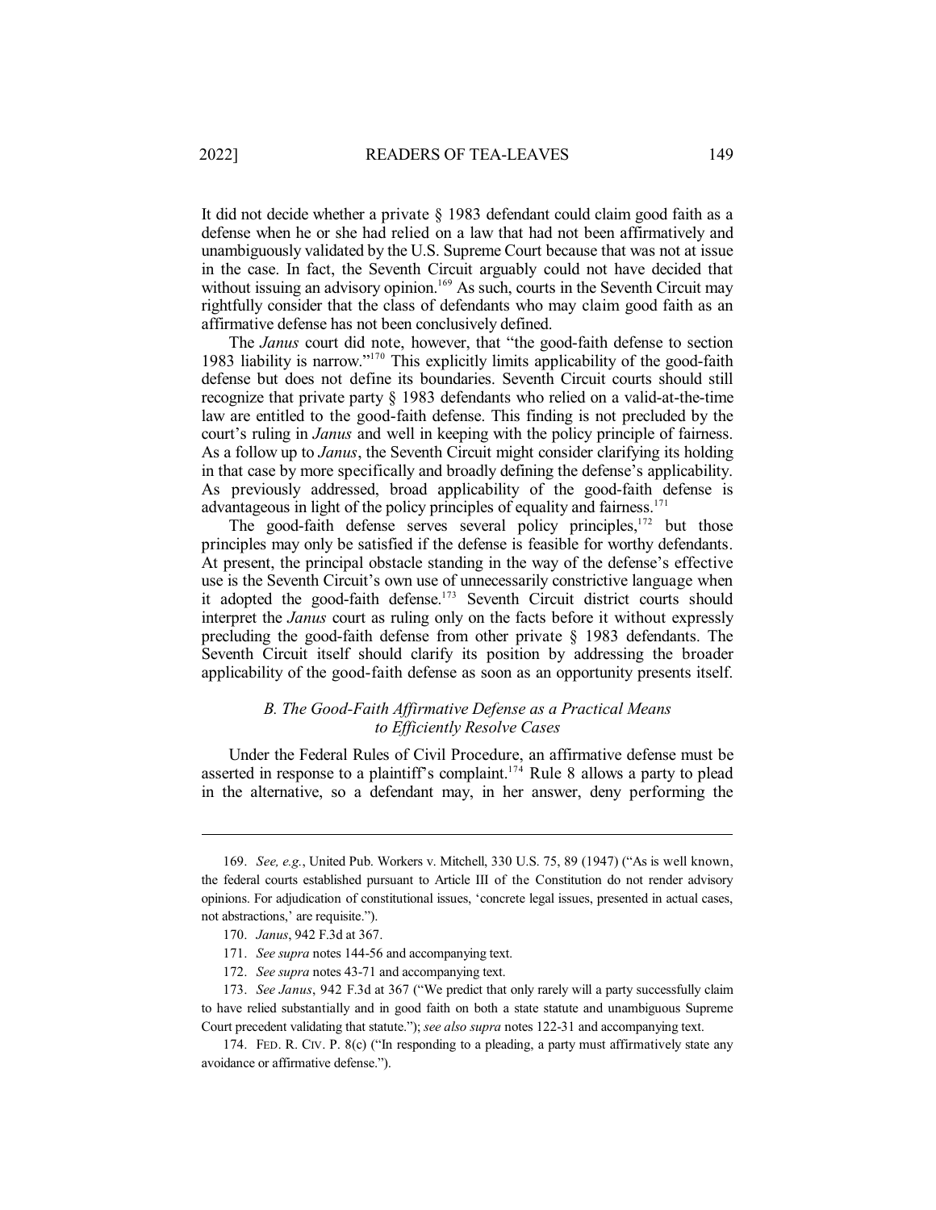It did not decide whether a private § 1983 defendant could claim good faith as a defense when he or she had relied on a law that had not been affirmatively and unambiguously validated by the U.S. Supreme Court because that was not at issue in the case. In fact, the Seventh Circuit arguably could not have decided that without issuing an advisory opinion.[169] As such, courts in the Seventh Circuit may rightfully consider that the class of defendants who may claim good faith as an affirmative defense has not been conclusively defined.

The *Janus* court did note, however, that "the good-faith defense to section 1983 liability is narrow."[170] This explicitly limits applicability of the good-faith defense but does not define its boundaries. Seventh Circuit courts should still recognize that private party § 1983 defendants who relied on a valid-at-the-time law are entitled to the good-faith defense. This finding is not precluded by the court's ruling in *Janus* and well in keeping with the policy principle of fairness. As a follow up to *Janus*, the Seventh Circuit might consider clarifying its holding in that case by more specifically and broadly defining the defense's applicability. As previously addressed, broad applicability of the good-faith defense is advantageous in light of the policy principles of equality and fairness.[171]

The good-faith defense serves several policy principles,[172] but those principles may only be satisfied if the defense is feasible for worthy defendants. At present, the principal obstacle standing in the way of the defense's effective use is the Seventh Circuit's own use of unnecessarily constrictive language when it adopted the good-faith defense.[173] Seventh Circuit district courts should interpret the *Janus* court as ruling only on the facts before it without expressly precluding the good-faith defense from other private § 1983 defendants. The Seventh Circuit itself should clarify its position by addressing the broader applicability of the good-faith defense as soon as an opportunity presents itself.

### *B. The Good-Faith Affirmative Defense as a Practical Means to Efficiently Resolve Cases*

Under the Federal Rules of Civil Procedure, an affirmative defense must be asserted in response to a plaintiff's complaint.[174] Rule 8 allows a party to plead in the alternative, so a defendant may, in her answer, deny performing the

---

169. *See, e.g.*, United Pub. Workers v. Mitchell, 330 U.S. 75, 89 (1947) ("As is well known, the federal courts established pursuant to Article III of the Constitution do not render advisory opinions. For adjudication of constitutional issues, 'concrete legal issues, presented in actual cases, not abstractions,' are requisite.").

170. *Janus*, 942 F.3d at 367.

171. *See supra* notes 144-56 and accompanying text.

172. *See supra* notes 43-71 and accompanying text.

173. *See Janus*, 942 F.3d at 367 ("We predict that only rarely will a party successfully claim to have relied substantially and in good faith on both a state statute and unambiguous Supreme Court precedent validating that statute."); *see also supra* notes 122-31 and accompanying text.

174. FED. R. CIV. P. 8(c) ("In responding to a pleading, a party must affirmatively state any avoidance or affirmative defense.").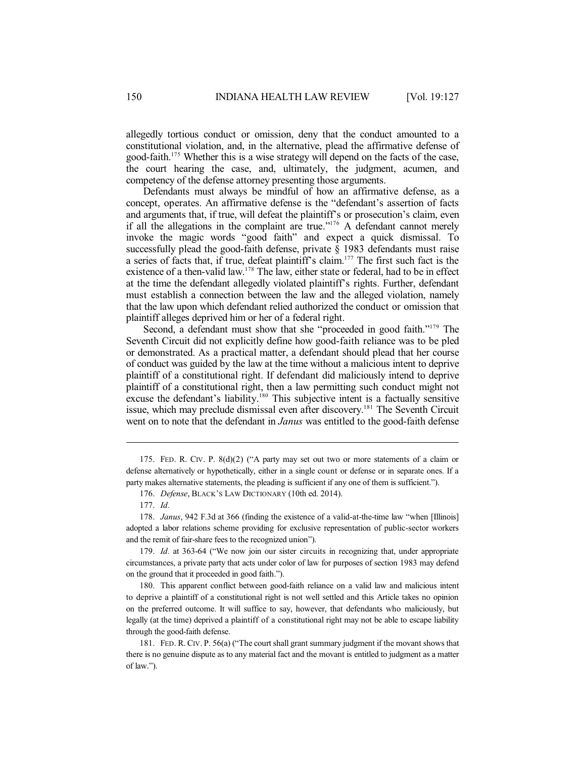allegedly tortious conduct or omission, deny that the conduct amounted to a constitutional violation, and, in the alternative, plead the affirmative defense of good-faith.[175] Whether this is a wise strategy will depend on the facts of the case, the court hearing the case, and, ultimately, the judgment, acumen, and competency of the defense attorney presenting those arguments.

Defendants must always be mindful of how an affirmative defense, as a concept, operates. An affirmative defense is the "defendant's assertion of facts and arguments that, if true, will defeat the plaintiff's or prosecution's claim, even if all the allegations in the complaint are true."[176] A defendant cannot merely invoke the magic words "good faith" and expect a quick dismissal. To successfully plead the good-faith defense, private § 1983 defendants must raise a series of facts that, if true, defeat plaintiff's claim.[177] The first such fact is the existence of a then-valid law.[178] The law, either state or federal, had to be in effect at the time the defendant allegedly violated plaintiff's rights. Further, defendant must establish a connection between the law and the alleged violation, namely that the law upon which defendant relied authorized the conduct or omission that plaintiff alleges deprived him or her of a federal right.

Second, a defendant must show that she "proceeded in good faith."[179] The Seventh Circuit did not explicitly define how good-faith reliance was to be pled or demonstrated. As a practical matter, a defendant should plead that her course of conduct was guided by the law at the time without a malicious intent to deprive plaintiff of a constitutional right. If defendant did maliciously intend to deprive plaintiff of a constitutional right, then a law permitting such conduct might not excuse the defendant's liability.[180] This subjective intent is a factually sensitive issue, which may preclude dismissal even after discovery.[181] The Seventh Circuit went on to note that the defendant in *Janus* was entitled to the good-faith defense

---

175. FED. R. CIV. P. 8(d)(2) ("A party may set out two or more statements of a claim or defense alternatively or hypothetically, either in a single count or defense or in separate ones. If a party makes alternative statements, the pleading is sufficient if any one of them is sufficient.").

176. *Defense*, BLACK'S LAW DICTIONARY (10th ed. 2014).

177. *Id.*

178. *Janus*, 942 F.3d at 366 (finding the existence of a valid-at-the-time law "when [Illinois] adopted a labor relations scheme providing for exclusive representation of public-sector workers and the remit of fair-share fees to the recognized union").

179. *Id.* at 363-64 ("We now join our sister circuits in recognizing that, under appropriate circumstances, a private party that acts under color of law for purposes of section 1983 may defend on the ground that it proceeded in good faith.").

180. This apparent conflict between good-faith reliance on a valid law and malicious intent to deprive a plaintiff of a constitutional right is not well settled and this Article takes no opinion on the preferred outcome. It will suffice to say, however, that defendants who maliciously, but legally (at the time) deprived a plaintiff of a constitutional right may not be able to escape liability through the good-faith defense.

181. FED. R. CIV. P. 56(a) ("The court shall grant summary judgment if the movant shows that there is no genuine dispute as to any material fact and the movant is entitled to judgment as a matter of law.").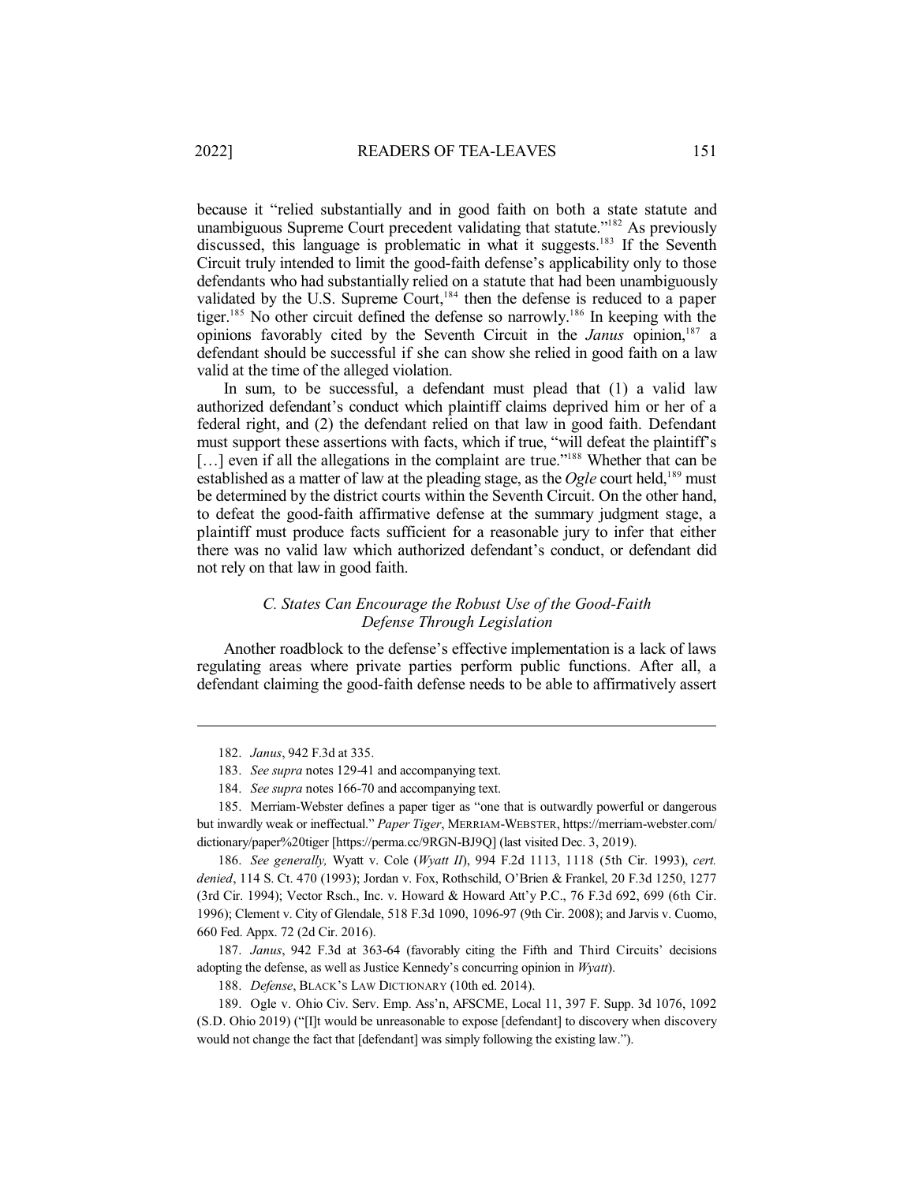because it "relied substantially and in good faith on both a state statute and unambiguous Supreme Court precedent validating that statute."[182] As previously discussed, this language is problematic in what it suggests.[183] If the Seventh Circuit truly intended to limit the good-faith defense's applicability only to those defendants who had substantially relied on a statute that had been unambiguously validated by the U.S. Supreme Court,[184] then the defense is reduced to a paper tiger.[185] No other circuit defined the defense so narrowly.[186] In keeping with the opinions favorably cited by the Seventh Circuit in the *Janus* opinion,[187] a defendant should be successful if she can show she relied in good faith on a law valid at the time of the alleged violation.

In sum, to be successful, a defendant must plead that (1) a valid law authorized defendant's conduct which plaintiff claims deprived him or her of a federal right, and (2) the defendant relied on that law in good faith. Defendant must support these assertions with facts, which if true, "will defeat the plaintiff's [...] even if all the allegations in the complaint are true."[188] Whether that can be established as a matter of law at the pleading stage, as the *Ogle* court held,[189] must be determined by the district courts within the Seventh Circuit. On the other hand, to defeat the good-faith affirmative defense at the summary judgment stage, a plaintiff must produce facts sufficient for a reasonable jury to infer that either there was no valid law which authorized defendant's conduct, or defendant did not rely on that law in good faith.

### *C. States Can Encourage the Robust Use of the Good-Faith Defense Through Legislation*

Another roadblock to the defense's effective implementation is a lack of laws regulating areas where private parties perform public functions. After all, a defendant claiming the good-faith defense needs to be able to affirmatively assert

---

182. *Janus*, 942 F.3d at 335.

183. *See supra* notes 129-41 and accompanying text.

184. *See supra* notes 166-70 and accompanying text.

185. Merriam-Webster defines a paper tiger as "one that is outwardly powerful or dangerous but inwardly weak or ineffectual." *Paper Tiger*, MERRIAM-WEBSTER, https://merriam-webster.com/dictionary/paper%20tiger [https://perma.cc/9RGN-BJ9Q] (last visited Dec. 3, 2019).

186. *See generally,* Wyatt v. Cole (*Wyatt II*), 994 F.2d 1113, 1118 (5th Cir. 1993), *cert. denied*, 114 S. Ct. 470 (1993); Jordan v. Fox, Rothschild, O'Brien & Frankel, 20 F.3d 1250, 1277 (3rd Cir. 1994); Vector Rsch., Inc. v. Howard & Howard Att'y P.C., 76 F.3d 692, 699 (6th Cir. 1996); Clement v. City of Glendale, 518 F.3d 1090, 1096-97 (9th Cir. 2008); and Jarvis v. Cuomo, 660 Fed. Appx. 72 (2d Cir. 2016).

187. *Janus*, 942 F.3d at 363-64 (favorably citing the Fifth and Third Circuits' decisions adopting the defense, as well as Justice Kennedy's concurring opinion in *Wyatt*).

188. *Defense*, BLACK'S LAW DICTIONARY (10th ed. 2014).

189. Ogle v. Ohio Civ. Serv. Emp. Ass'n, AFSCME, Local 11, 397 F. Supp. 3d 1076, 1092 (S.D. Ohio 2019) ("[I]t would be unreasonable to expose [defendant] to discovery when discovery would not change the fact that [defendant] was simply following the existing law.").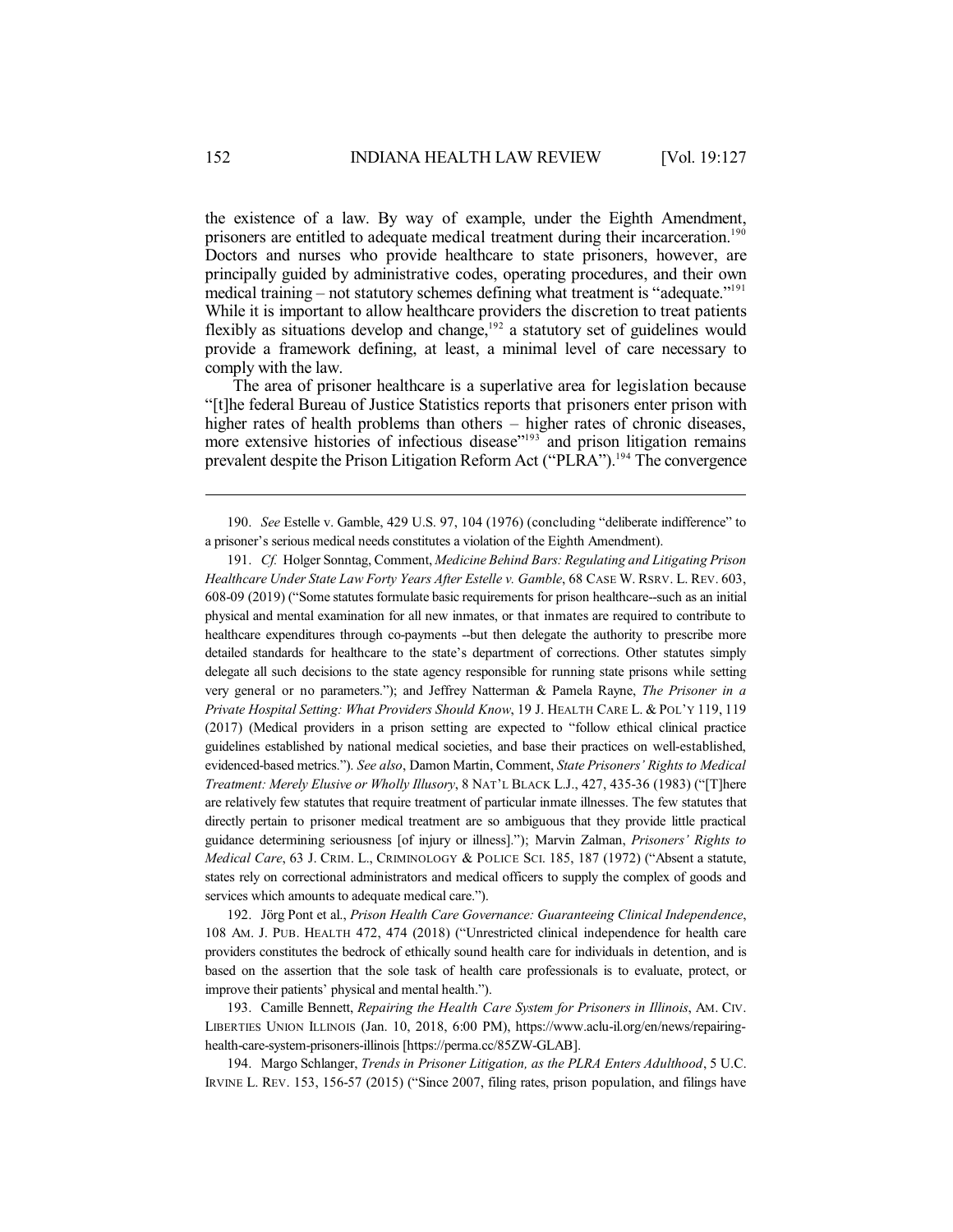the existence of a law. By way of example, under the Eighth Amendment, prisoners are entitled to adequate medical treatment during their incarceration.[190] Doctors and nurses who provide healthcare to state prisoners, however, are principally guided by administrative codes, operating procedures, and their own medical training – not statutory schemes defining what treatment is "adequate."[191] While it is important to allow healthcare providers the discretion to treat patients flexibly as situations develop and change,[192] a statutory set of guidelines would provide a framework defining, at least, a minimal level of care necessary to comply with the law.

The area of prisoner healthcare is a superlative area for legislation because "[t]he federal Bureau of Justice Statistics reports that prisoners enter prison with higher rates of health problems than others – higher rates of chronic diseases, more extensive histories of infectious disease"[193] and prison litigation remains prevalent despite the Prison Litigation Reform Act ("PLRA").[194] The convergence

---

190. *See* Estelle v. Gamble, 429 U.S. 97, 104 (1976) (concluding "deliberate indifference" to a prisoner's serious medical needs constitutes a violation of the Eighth Amendment).

191. *Cf.* Holger Sonntag, Comment, *Medicine Behind Bars: Regulating and Litigating Prison Healthcare Under State Law Forty Years After Estelle v. Gamble*, 68 CASE W. RSRV. L. REV. 603, 608-09 (2019) ("Some statutes formulate basic requirements for prison healthcare--such as an initial physical and mental examination for all new inmates, or that inmates are required to contribute to healthcare expenditures through co-payments --but then delegate the authority to prescribe more detailed standards for healthcare to the state's department of corrections. Other statutes simply delegate all such decisions to the state agency responsible for running state prisons while setting very general or no parameters."); and Jeffrey Natterman & Pamela Rayne, *The Prisoner in a Private Hospital Setting: What Providers Should Know*, 19 J. HEALTH CARE L. & POL'Y 119, 119 (2017) (Medical providers in a prison setting are expected to "follow ethical clinical practice guidelines established by national medical societies, and base their practices on well-established, evidenced-based metrics."). *See also*, Damon Martin, Comment, *State Prisoners' Rights to Medical Treatment: Merely Elusive or Wholly Illusory*, 8 NAT'L BLACK L.J., 427, 435-36 (1983) ("[T]here are relatively few statutes that require treatment of particular inmate illnesses. The few statutes that directly pertain to prisoner medical treatment are so ambiguous that they provide little practical guidance determining seriousness [of injury or illness]."); Marvin Zalman, *Prisoners' Rights to Medical Care*, 63 J. CRIM. L., CRIMINOLOGY & POLICE SCI. 185, 187 (1972) ("Absent a statute, states rely on correctional administrators and medical officers to supply the complex of goods and services which amounts to adequate medical care.").

192. Jörg Pont et al., *Prison Health Care Governance: Guaranteeing Clinical Independence*, 108 AM. J. PUB. HEALTH 472, 474 (2018) ("Unrestricted clinical independence for health care providers constitutes the bedrock of ethically sound health care for individuals in detention, and is based on the assertion that the sole task of health care professionals is to evaluate, protect, or improve their patients' physical and mental health.").

193. Camille Bennett, *Repairing the Health Care System for Prisoners in Illinois*, AM. CIV. LIBERTIES UNION ILLINOIS (Jan. 10, 2018, 6:00 PM), https://www.aclu-il.org/en/news/repairing-health-care-system-prisoners-illinois [https://perma.cc/85ZW-GLAB].

194. Margo Schlanger, *Trends in Prisoner Litigation, as the PLRA Enters Adulthood*, 5 U.C. IRVINE L. REV. 153, 156-57 (2015) ("Since 2007, filing rates, prison population, and filings have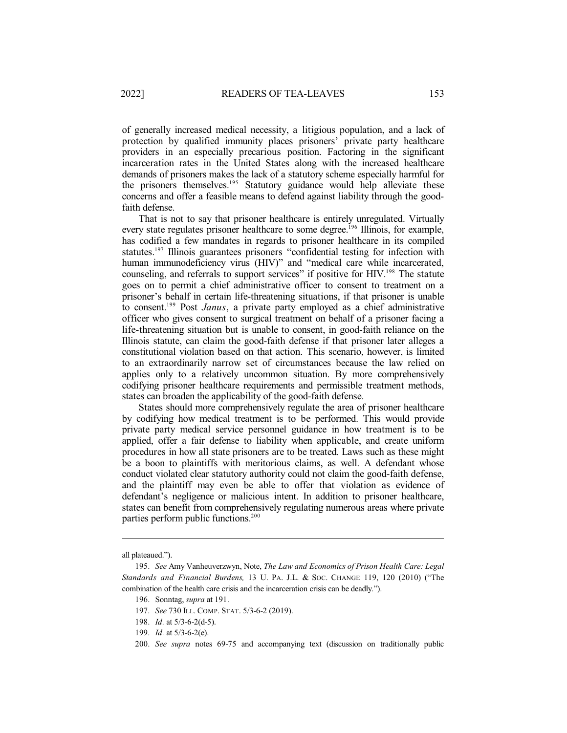of generally increased medical necessity, a litigious population, and a lack of protection by qualified immunity places prisoners' private party healthcare providers in an especially precarious position. Factoring in the significant incarceration rates in the United States along with the increased healthcare demands of prisoners makes the lack of a statutory scheme especially harmful for the prisoners themselves.[195] Statutory guidance would help alleviate these concerns and offer a feasible means to defend against liability through the good-faith defense.

That is not to say that prisoner healthcare is entirely unregulated. Virtually every state regulates prisoner healthcare to some degree.[196] Illinois, for example, has codified a few mandates in regards to prisoner healthcare in its compiled statutes.[197] Illinois guarantees prisoners "confidential testing for infection with human immunodeficiency virus (HIV)" and "medical care while incarcerated, counseling, and referrals to support services" if positive for HIV.[198] The statute goes on to permit a chief administrative officer to consent to treatment on a prisoner's behalf in certain life-threatening situations, if that prisoner is unable to consent.[199] Post *Janus*, a private party employed as a chief administrative officer who gives consent to surgical treatment on behalf of a prisoner facing a life-threatening situation but is unable to consent, in good-faith reliance on the Illinois statute, can claim the good-faith defense if that prisoner later alleges a constitutional violation based on that action. This scenario, however, is limited to an extraordinarily narrow set of circumstances because the law relied on applies only to a relatively uncommon situation. By more comprehensively codifying prisoner healthcare requirements and permissible treatment methods, states can broaden the applicability of the good-faith defense.

States should more comprehensively regulate the area of prisoner healthcare by codifying how medical treatment is to be performed. This would provide private party medical service personnel guidance in how treatment is to be applied, offer a fair defense to liability when applicable, and create uniform procedures in how all state prisoners are to be treated. Laws such as these might be a boon to plaintiffs with meritorious claims, as well. A defendant whose conduct violated clear statutory authority could not claim the good-faith defense, and the plaintiff may even be able to offer that violation as evidence of defendant's negligence or malicious intent. In addition to prisoner healthcare, states can benefit from comprehensively regulating numerous areas where private parties perform public functions.[200]

---

all plateaued.").

195. *See* Amy Vanheuverzwyn, Note, *The Law and Economics of Prison Health Care: Legal Standards and Financial Burdens,* 13 U. PA. J.L. & SOC. CHANGE 119, 120 (2010) ("The combination of the health care crisis and the incarceration crisis can be deadly.").

196. Sonntag, *supra* at 191.

197. *See* 730 ILL. COMP. STAT. 5/3-6-2 (2019).

198. *Id.* at 5/3-6-2(d-5).

199. *Id.* at 5/3-6-2(e).

200. *See supra* notes 69-75 and accompanying text (discussion on traditionally public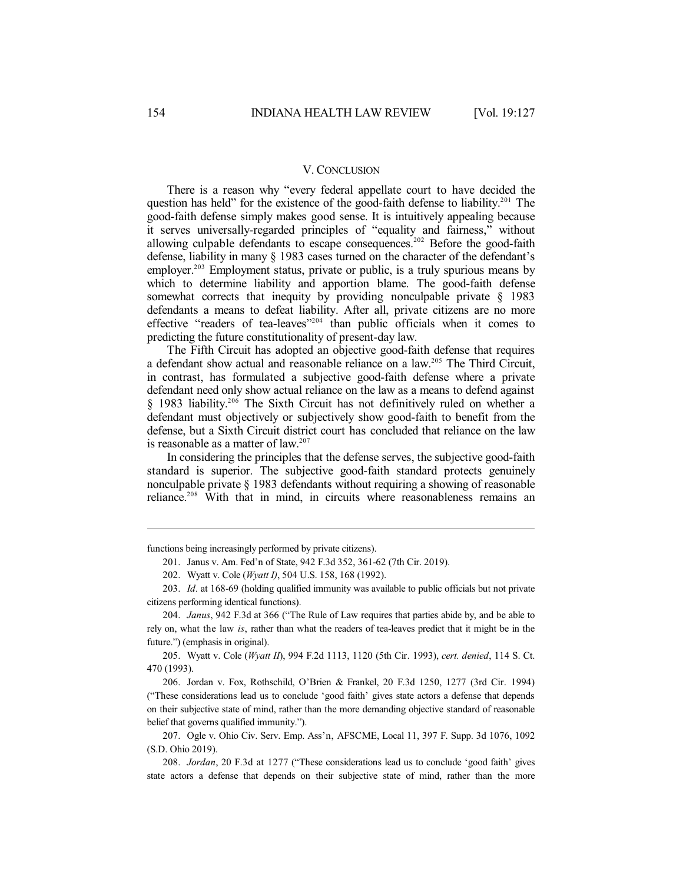## V. CONCLUSION

There is a reason why "every federal appellate court to have decided the question has held" for the existence of the good-faith defense to liability.[201] The good-faith defense simply makes good sense. It is intuitively appealing because it serves universally-regarded principles of "equality and fairness," without allowing culpable defendants to escape consequences.[202] Before the good-faith defense, liability in many § 1983 cases turned on the character of the defendant's employer.[203] Employment status, private or public, is a truly spurious means by which to determine liability and apportion blame. The good-faith defense somewhat corrects that inequity by providing nonculpable private § 1983 defendants a means to defeat liability. After all, private citizens are no more effective "readers of tea-leaves"[204] than public officials when it comes to predicting the future constitutionality of present-day law.

The Fifth Circuit has adopted an objective good-faith defense that requires a defendant show actual and reasonable reliance on a law.[205] The Third Circuit, in contrast, has formulated a subjective good-faith defense where a private defendant need only show actual reliance on the law as a means to defend against § 1983 liability.[206] The Sixth Circuit has not definitively ruled on whether a defendant must objectively or subjectively show good-faith to benefit from the defense, but a Sixth Circuit district court has concluded that reliance on the law is reasonable as a matter of law.[207]

In considering the principles that the defense serves, the subjective good-faith standard is superior. The subjective good-faith standard protects genuinely nonculpable private § 1983 defendants without requiring a showing of reasonable reliance.[208] With that in mind, in circuits where reasonableness remains an

---

functions being increasingly performed by private citizens).

201. Janus v. Am. Fed'n of State, 942 F.3d 352, 361-62 (7th Cir. 2019).

202. Wyatt v. Cole (*Wyatt I*), 504 U.S. 158, 168 (1992).

203. *Id.* at 168-69 (holding qualified immunity was available to public officials but not private citizens performing identical functions).

204. *Janus*, 942 F.3d at 366 ("The Rule of Law requires that parties abide by, and be able to rely on, what the law *is*, rather than what the readers of tea-leaves predict that it might be in the future.") (emphasis in original).

205. Wyatt v. Cole (*Wyatt II*), 994 F.2d 1113, 1120 (5th Cir. 1993), *cert. denied*, 114 S. Ct. 470 (1993).

206. Jordan v. Fox, Rothschild, O'Brien & Frankel, 20 F.3d 1250, 1277 (3rd Cir. 1994) ("These considerations lead us to conclude 'good faith' gives state actors a defense that depends on their subjective state of mind, rather than the more demanding objective standard of reasonable belief that governs qualified immunity.").

207. Ogle v. Ohio Civ. Serv. Emp. Ass'n, AFSCME, Local 11, 397 F. Supp. 3d 1076, 1092 (S.D. Ohio 2019).

208. *Jordan*, 20 F.3d at 1277 ("These considerations lead us to conclude 'good faith' gives state actors a defense that depends on their subjective state of mind, rather than the more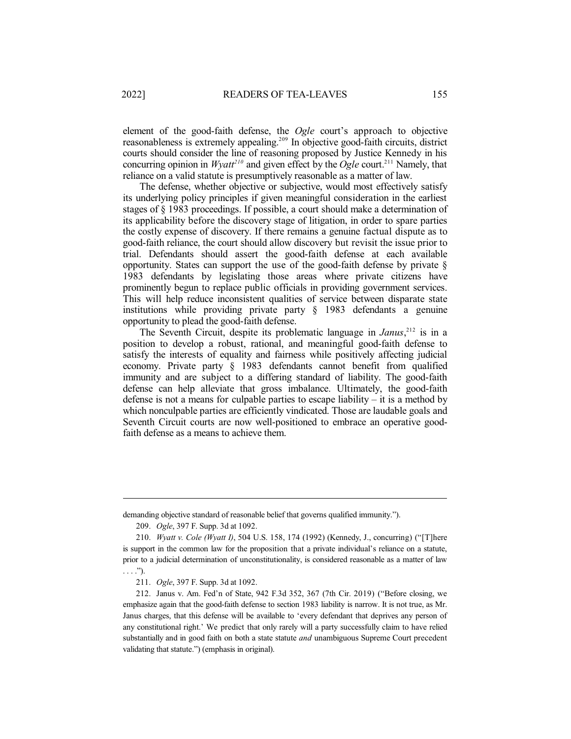element of the good-faith defense, the *Ogle* court's approach to objective reasonableness is extremely appealing.[209] In objective good-faith circuits, district courts should consider the line of reasoning proposed by Justice Kennedy in his concurring opinion in *Wyatt*[210] and given effect by the *Ogle* court.[211] Namely, that reliance on a valid statute is presumptively reasonable as a matter of law.

The defense, whether objective or subjective, would most effectively satisfy its underlying policy principles if given meaningful consideration in the earliest stages of § 1983 proceedings. If possible, a court should make a determination of its applicability before the discovery stage of litigation, in order to spare parties the costly expense of discovery. If there remains a genuine factual dispute as to good-faith reliance, the court should allow discovery but revisit the issue prior to trial. Defendants should assert the good-faith defense at each available opportunity. States can support the use of the good-faith defense by private § 1983 defendants by legislating those areas where private citizens have prominently begun to replace public officials in providing government services. This will help reduce inconsistent qualities of service between disparate state institutions while providing private party § 1983 defendants a genuine opportunity to plead the good-faith defense.

The Seventh Circuit, despite its problematic language in *Janus*,[212] is in a position to develop a robust, rational, and meaningful good-faith defense to satisfy the interests of equality and fairness while positively affecting judicial economy. Private party § 1983 defendants cannot benefit from qualified immunity and are subject to a differing standard of liability. The good-faith defense can help alleviate that gross imbalance. Ultimately, the good-faith defense is not a means for culpable parties to escape liability – it is a method by which nonculpable parties are efficiently vindicated. Those are laudable goals and Seventh Circuit courts are now well-positioned to embrace an operative good-faith defense as a means to achieve them.

---

demanding objective standard of reasonable belief that governs qualified immunity.").

209. *Ogle*, 397 F. Supp. 3d at 1092.

210. *Wyatt v. Cole (Wyatt I)*, 504 U.S. 158, 174 (1992) (Kennedy, J., concurring) ("[T]here is support in the common law for the proposition that a private individual's reliance on a statute, prior to a judicial determination of unconstitutionality, is considered reasonable as a matter of law . . . .").

211. *Ogle*, 397 F. Supp. 3d at 1092.

212. Janus v. Am. Fed'n of State, 942 F.3d 352, 367 (7th Cir. 2019) ("Before closing, we emphasize again that the good-faith defense to section 1983 liability is narrow. It is not true, as Mr. Janus charges, that this defense will be available to 'every defendant that deprives any person of any constitutional right.' We predict that only rarely will a party successfully claim to have relied substantially and in good faith on both a state statute *and* unambiguous Supreme Court precedent validating that statute.") (emphasis in original).